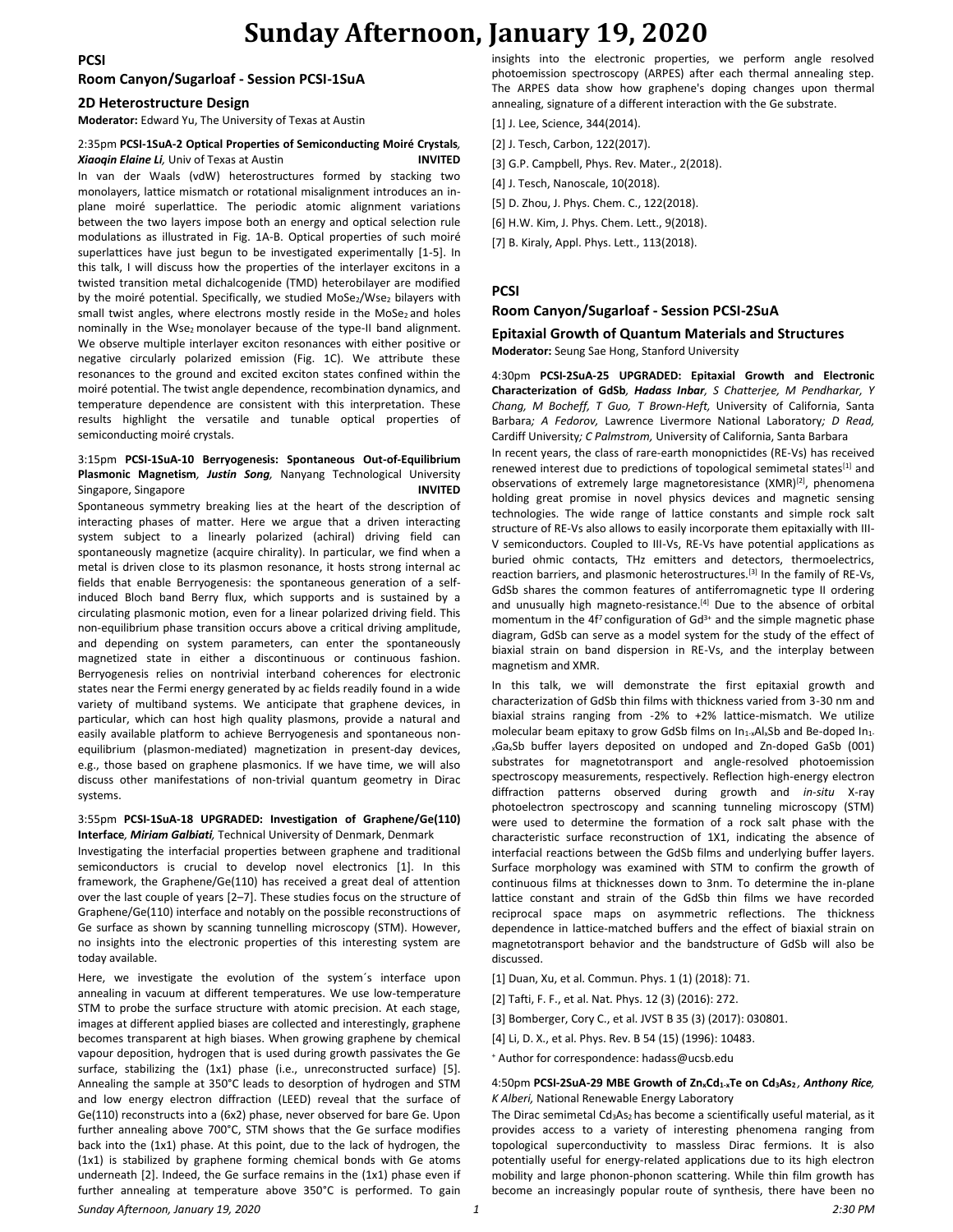# Sunday Afternoon, January 19, 2020

## PCSI

### Room Canyon/Sugarloaf - Session PCSI-1SuA

### 2D Heterostructure Design

**Moderator:** Edward Yu, The University of Texas at Austin

2:35pm **PCSI-1SuA-2 Optical Properties of Semiconducting Moiré Crystals**, ***Xiaoqin Elaine Li***, Univ of Texas at Austin **INVITED**

In van der Waals (vdW) heterostructures formed by stacking two monolayers, lattice mismatch or rotational misalignment introduces an in-plane moiré superlattice. The periodic atomic alignment variations between the two layers impose both an energy and optical selection rule modulations as illustrated in Fig. 1A-B. Optical properties of such moiré superlattices have just begun to be investigated experimentally [1-5]. In this talk, I will discuss how the properties of the interlayer excitons in a twisted transition metal dichalcogenide (TMD) heterobilayer are modified by the moiré potential. Specifically, we studied $MoSe_2/Wse_2$ bilayers with small twist angles, where electrons mostly reside in the $MoSe_2$ and holes nominally in the $Wse_2$ monolayer because of the type-II band alignment. We observe multiple interlayer exciton resonances with either positive or negative circularly polarized emission (Fig. 1C). We attribute these resonances to the ground and excited exciton states confined within the moiré potential. The twist angle dependence, recombination dynamics, and temperature dependence are consistent with this interpretation. These results highlight the versatile and tunable optical properties of semiconducting moiré crystals.

3:15pm **PCSI-1SuA-10 Berryogenesis: Spontaneous Out-of-Equilibrium Plasmonic Magnetism**, ***Justin Song***, Nanyang Technological University Singapore, Singapore **INVITED**

Spontaneous symmetry breaking lies at the heart of the description of interacting phases of matter. Here we argue that a driven interacting system subject to a linearly polarized (achiral) driving field can spontaneously magnetize (acquire chirality). In particular, we find when a metal is driven close to its plasmon resonance, it hosts strong internal ac fields that enable Berryogenesis: the spontaneous generation of a self-induced Bloch band Berry flux, which supports and is sustained by a circulating plasmonic motion, even for a linear polarized driving field. This non-equilibrium phase transition occurs above a critical driving amplitude, and depending on system parameters, can enter the spontaneously magnetized state in either a discontinuous or continuous fashion. Berryogenesis relies on nontrivial interband coherences for electronic states near the Fermi energy generated by ac fields readily found in a wide variety of multiband systems. We anticipate that graphene devices, in particular, which can host high quality plasmons, provide a natural and easily available platform to achieve Berryogenesis and spontaneous non-equilibrium (plasmon-mediated) magnetization in present-day devices, e.g., those based on graphene plasmonics. If we have time, we will also discuss other manifestations of non-trivial quantum geometry in Dirac systems.

3:55pm **PCSI-1SuA-18 UPGRADED: Investigation of Graphene/Ge(110) Interface**, ***Miriam Galbiati***, Technical University of Denmark, Denmark

Investigating the interfacial properties between graphene and traditional semiconductors is crucial to develop novel electronics [1]. In this framework, the Graphene/Ge(110) has received a great deal of attention over the last couple of years [2–7]. These studies focus on the structure of Graphene/Ge(110) interface and notably on the possible reconstructions of Ge surface as shown by scanning tunnelling microscopy (STM). However, no insights into the electronic properties of this interesting system are today available.

Here, we investigate the evolution of the system´s interface upon annealing in vacuum at different temperatures. We use low-temperature STM to probe the surface structure with atomic precision. At each stage, images at different applied biases are collected and interestingly, graphene becomes transparent at high biases. When growing graphene by chemical vapour deposition, hydrogen that is used during growth passivates the Ge surface, stabilizing the (1x1) phase (i.e., unreconstructed surface) [5]. Annealing the sample at 350°C leads to desorption of hydrogen and STM and low energy electron diffraction (LEED) reveal that the surface of Ge(110) reconstructs into a (6x2) phase, never observed for bare Ge. Upon further annealing above 700°C, STM shows that the Ge surface modifies back into the (1x1) phase. At this point, due to the lack of hydrogen, the (1x1) is stabilized by graphene forming chemical bonds with Ge atoms underneath [2]. Indeed, the Ge surface remains in the (1x1) phase even if further annealing at temperature above 350°C is performed. To gain insights into the electronic properties, we perform angle resolved photoemission spectroscopy (ARPES) after each thermal annealing step. The ARPES data show how graphene's doping changes upon thermal annealing, signature of a different interaction with the Ge substrate.

[1] J. Lee, Science, 344(2014).

[2] J. Tesch, Carbon, 122(2017).

[3] G.P. Campbell, Phys. Rev. Mater., 2(2018).

[4] J. Tesch, Nanoscale, 10(2018).

[5] D. Zhou, J. Phys. Chem. C., 122(2018).

[6] H.W. Kim, J. Phys. Chem. Lett., 9(2018).

[7] B. Kiraly, Appl. Phys. Lett., 113(2018).

## PCSI

### Room Canyon/Sugarloaf - Session PCSI-2SuA

### Epitaxial Growth of Quantum Materials and Structures

**Moderator:** Seung Sae Hong, Stanford University

4:30pm **PCSI-2SuA-25 UPGRADED: Epitaxial Growth and Electronic Characterization of GdSb**, ***Hadass Inbar****, S Chatterjee, M Pendharkar, Y Chang, M Bocheff, T Guo, T Brown-Heft,* University of California, Santa Barbara*; A Fedorov,* Lawrence Livermore National Laboratory*; D Read,* Cardiff University*; C Palmstrom,* University of California, Santa Barbara

In recent years, the class of rare-earth monopnictides (RE-Vs) has received renewed interest due to predictions of topological semimetal states[1] and observations of extremely large magnetoresistance (XMR)[2], phenomena holding great promise in novel physics devices and magnetic sensing technologies. The wide range of lattice constants and simple rock salt structure of RE-Vs also allows to easily incorporate them epitaxially with III-V semiconductors. Coupled to III-Vs, RE-Vs have potential applications as buried ohmic contacts, THz emitters and detectors, thermoelectrics, reaction barriers, and plasmonic heterostructures.[3] In the family of RE-Vs, GdSb shares the common features of antiferromagnetic type II ordering and unusually high magneto-resistance.[4] Due to the absence of orbital momentum in the $4f^7$ configuration of $Gd^{3+}$ and the simple magnetic phase diagram, GdSb can serve as a model system for the study of the effect of biaxial strain on band dispersion in RE-Vs, and the interplay between magnetism and XMR.

In this talk, we will demonstrate the first epitaxial growth and characterization of GdSb thin films with thickness varied from 3-30 nm and biaxial strains ranging from -2% to +2% lattice-mismatch. We utilize molecular beam epitaxy to grow GdSb films on $In_{1-x}Al_xSb$ and Be-doped $In_{1-x}Ga_xSb$ buffer layers deposited on undoped and Zn-doped GaSb (001) substrates for magnetotransport and angle-resolved photoemission spectroscopy measurements, respectively. Reflection high-energy electron diffraction patterns observed during growth and *in-situ* X-ray photoelectron spectroscopy and scanning tunneling microscopy (STM) were used to determine the formation of a rock salt phase with the characteristic surface reconstruction of 1X1, indicating the absence of interfacial reactions between the GdSb films and underlying buffer layers. Surface morphology was examined with STM to confirm the growth of continuous films at thicknesses down to 3nm. To determine the in-plane lattice constant and strain of the GdSb thin films we have recorded reciprocal space maps on asymmetric reflections. The thickness dependence in lattice-matched buffers and the effect of biaxial strain on magnetotransport behavior and the bandstructure of GdSb will also be discussed.

[1] Duan, Xu, et al. Commun. Phys. 1 (1) (2018): 71.

[2] Tafti, F. F., et al. Nat. Phys. 12 (3) (2016): 272.

[3] Bomberger, Cory C., et al. JVST B 35 (3) (2017): 030801.

[4] Li, D. X., et al. Phys. Rev. B 54 (15) (1996): 10483.

[+] Author for correspondence: hadass@ucsb.edu

4:50pm **PCSI-2SuA-29 MBE Growth of $Zn_xCd_{1-x}Te$ on $Cd_3As_2$**, ***Anthony Rice****, K Alberi,* National Renewable Energy Laboratory

The Dirac semimetal $Cd_3As_2$ has become a scientifically useful material, as it provides access to a variety of interesting phenomena ranging from topological superconductivity to massless Dirac fermions. It is also potentially useful for energy-related applications due to its high electron mobility and large phonon-phonon scattering. While thin film growth has become an increasingly popular route of synthesis, there have been no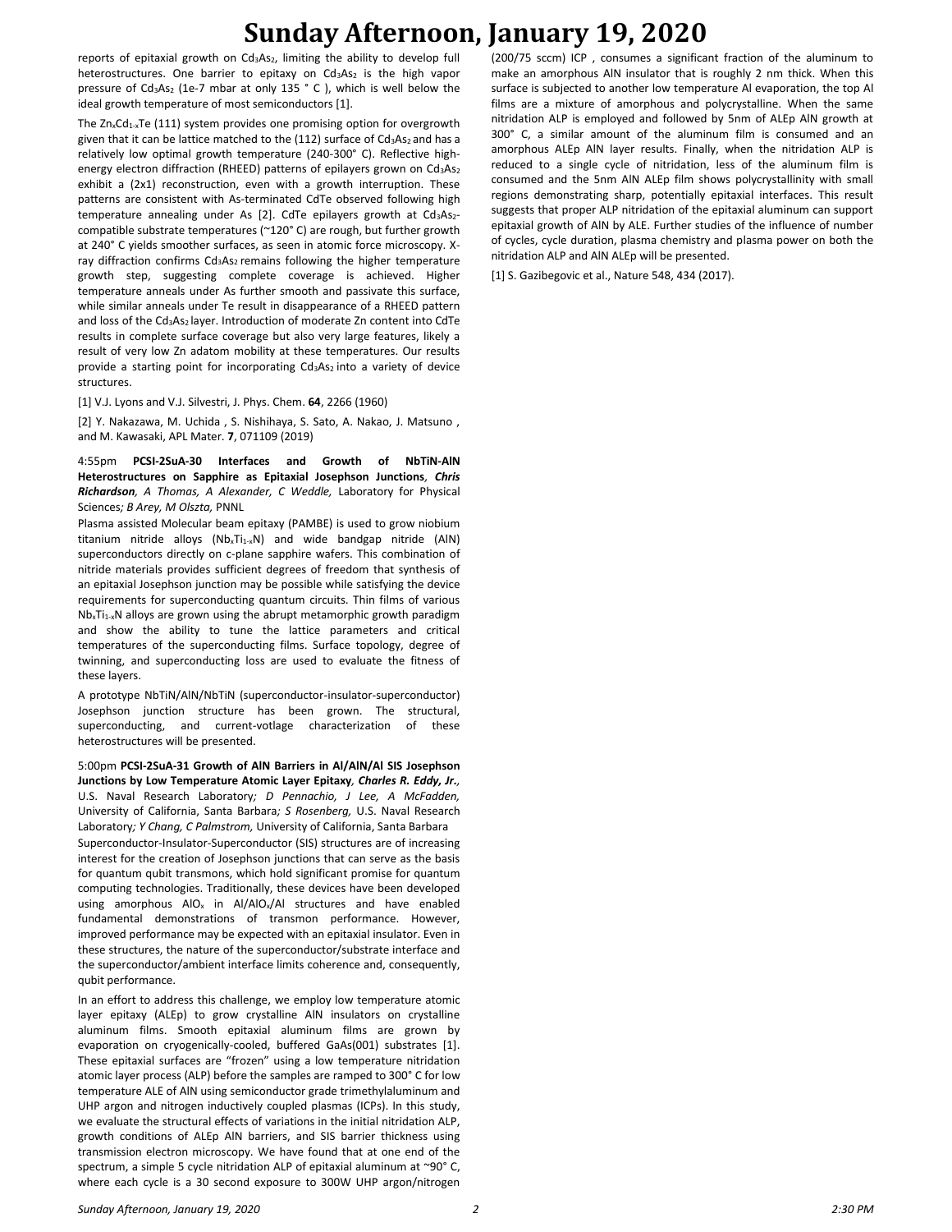reports of epitaxial growth on $Cd_3As_2$, limiting the ability to develop full heterostructures. One barrier to epitaxy on $Cd_3As_2$ is the high vapor pressure of $Cd_3As_2$ (1e-7 mbar at only 135 ° C ), which is well below the ideal growth temperature of most semiconductors [1].

The $Zn_xCd_{1-x}Te$ (111) system provides one promising option for overgrowth given that it can be lattice matched to the (112) surface of $Cd_3As_2$ and has a relatively low optimal growth temperature (240-300° C). Reflective high-energy electron diffraction (RHEED) patterns of epilayers grown on $Cd_3As_2$ exhibit a (2x1) reconstruction, even with a growth interruption. These patterns are consistent with As-terminated CdTe observed following high temperature annealing under As [2]. CdTe epilayers growth at $Cd_3As_2$-compatible substrate temperatures (~120° C) are rough, but further growth at 240° C yields smoother surfaces, as seen in atomic force microscopy. X-ray diffraction confirms $Cd_3As_2$ remains following the higher temperature growth step, suggesting complete coverage is achieved. Higher temperature anneals under As further smooth and passivate this surface, while similar anneals under Te result in disappearance of a RHEED pattern and loss of the $Cd_3As_2$ layer. Introduction of moderate Zn content into CdTe results in complete surface coverage but also very large features, likely a result of very low Zn adatom mobility at these temperatures. Our results provide a starting point for incorporating $Cd_3As_2$ into a variety of device structures.

[1] V.J. Lyons and V.J. Silvestri, J. Phys. Chem. **64**, 2266 (1960)

[2] Y. Nakazawa, M. Uchida , S. Nishihaya, S. Sato, A. Nakao, J. Matsuno , and M. Kawasaki, APL Mater. **7**, 071109 (2019)

4:55pm **PCSI-2SuA-30 Interfaces and Growth of NbTiN-AlN Heterostructures on Sapphire as Epitaxial Josephson Junctions**, ***Chris Richardson***, *A Thomas, A Alexander, C Weddle,* Laboratory for Physical Sciences*; B Arey, M Olszta,* PNNL

Plasma assisted Molecular beam epitaxy (PAMBE) is used to grow niobium titanium nitride alloys ($Nb_xTi_{1-x}N$) and wide bandgap nitride (AlN) superconductors directly on c-plane sapphire wafers. This combination of nitride materials provides sufficient degrees of freedom that synthesis of an epitaxial Josephson junction may be possible while satisfying the device requirements for superconducting quantum circuits. Thin films of various $Nb_xTi_{1-x}N$ alloys are grown using the abrupt metamorphic growth paradigm and show the ability to tune the lattice parameters and critical temperatures of the superconducting films. Surface topology, degree of twinning, and superconducting loss are used to evaluate the fitness of these layers.

A prototype NbTiN/AlN/NbTiN (superconductor-insulator-superconductor) Josephson junction structure has been grown. The structural, superconducting, and current-votlage characterization of these heterostructures will be presented.

5:00pm **PCSI-2SuA-31 Growth of AlN Barriers in Al/AlN/Al SIS Josephson Junctions by Low Temperature Atomic Layer Epitaxy**, ***Charles R. Eddy, Jr.***, U.S. Naval Research Laboratory*; D Pennachio, J Lee, A McFadden,* University of California, Santa Barbara*; S Rosenberg,* U.S. Naval Research Laboratory*; Y Chang, C Palmstrom,* University of California, Santa Barbara

Superconductor-Insulator-Superconductor (SIS) structures are of increasing interest for the creation of Josephson junctions that can serve as the basis for quantum qubit transmons, which hold significant promise for quantum computing technologies. Traditionally, these devices have been developed using amorphous $AlO_x$ in $Al/AlO_x/Al$ structures and have enabled fundamental demonstrations of transmon performance. However, improved performance may be expected with an epitaxial insulator. Even in these structures, the nature of the superconductor/substrate interface and the superconductor/ambient interface limits coherence and, consequently, qubit performance.

In an effort to address this challenge, we employ low temperature atomic layer epitaxy (ALEp) to grow crystalline AlN insulators on crystalline aluminum films. Smooth epitaxial aluminum films are grown by evaporation on cryogenically-cooled, buffered GaAs(001) substrates [1]. These epitaxial surfaces are "frozen" using a low temperature nitridation atomic layer process (ALP) before the samples are ramped to 300° C for low temperature ALE of AlN using semiconductor grade trimethylaluminum and UHP argon and nitrogen inductively coupled plasmas (ICPs). In this study, we evaluate the structural effects of variations in the initial nitridation ALP, growth conditions of ALEp AlN barriers, and SIS barrier thickness using transmission electron microscopy. We have found that at one end of the spectrum, a simple 5 cycle nitridation ALP of epitaxial aluminum at ~90° C, where each cycle is a 30 second exposure to 300W UHP argon/nitrogen (200/75 sccm) ICP , consumes a significant fraction of the aluminum to make an amorphous AlN insulator that is roughly 2 nm thick. When this surface is subjected to another low temperature Al evaporation, the top Al films are a mixture of amorphous and polycrystalline. When the same nitridation ALP is employed and followed by 5nm of ALEp AlN growth at 300° C, a similar amount of the aluminum film is consumed and an amorphous ALEp AlN layer results. Finally, when the nitridation ALP is reduced to a single cycle of nitridation, less of the aluminum film is consumed and the 5nm AlN ALEp film shows polycrystallinity with small regions demonstrating sharp, potentially epitaxial interfaces. This result suggests that proper ALP nitridation of the epitaxial aluminum can support epitaxial growth of AlN by ALE. Further studies of the influence of number of cycles, cycle duration, plasma chemistry and plasma power on both the nitridation ALP and AlN ALEp will be presented.

[1] S. Gazibegovic et al., Nature 548, 434 (2017).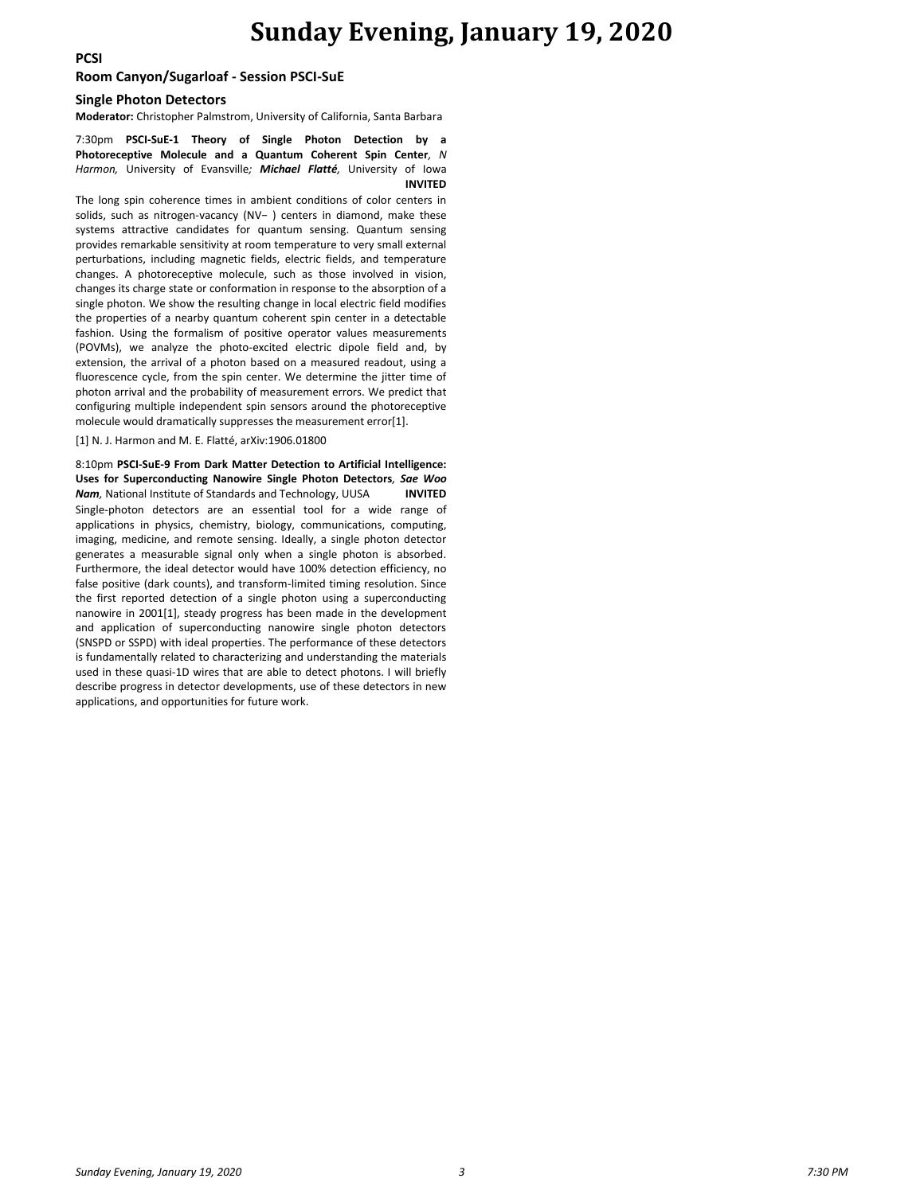# Sunday Evening, January 19, 2020

**PCSI**

## Room Canyon/Sugarloaf - Session PSCI-SuE

### Single Photon Detectors

**Moderator:** Christopher Palmstrom, University of California, Santa Barbara

7:30pm **PSCI-SuE-1 Theory of Single Photon Detection by a Photoreceptive Molecule and a Quantum Coherent Spin Center**, *N Harmon,* University of Evansville*; **Michael Flatté**,* University of Iowa **INVITED**

The long spin coherence times in ambient conditions of color centers in solids, such as nitrogen-vacancy ($NV^-$ ) centers in diamond, make these systems attractive candidates for quantum sensing. Quantum sensing provides remarkable sensitivity at room temperature to very small external perturbations, including magnetic fields, electric fields, and temperature changes. A photoreceptive molecule, such as those involved in vision, changes its charge state or conformation in response to the absorption of a single photon. We show the resulting change in local electric field modifies the properties of a nearby quantum coherent spin center in a detectable fashion. Using the formalism of positive operator values measurements (POVMs), we analyze the photo-excited electric dipole field and, by extension, the arrival of a photon based on a measured readout, using a fluorescence cycle, from the spin center. We determine the jitter time of photon arrival and the probability of measurement errors. We predict that configuring multiple independent spin sensors around the photoreceptive molecule would dramatically suppresses the measurement error[1].

[1] N. J. Harmon and M. E. Flatté, arXiv:1906.01800

8:10pm **PSCI-SuE-9 From Dark Matter Detection to Artificial Intelligence: Uses for Superconducting Nanowire Single Photon Detectors**, ***Sae Woo Nam***, National Institute of Standards and Technology, UUSA **INVITED**

Single-photon detectors are an essential tool for a wide range of applications in physics, chemistry, biology, communications, computing, imaging, medicine, and remote sensing. Ideally, a single photon detector generates a measurable signal only when a single photon is absorbed. Furthermore, the ideal detector would have 100% detection efficiency, no false positive (dark counts), and transform-limited timing resolution. Since the first reported detection of a single photon using a superconducting nanowire in 2001[1], steady progress has been made in the development and application of superconducting nanowire single photon detectors (SNSPD or SSPD) with ideal properties. The performance of these detectors is fundamentally related to characterizing and understanding the materials used in these quasi-1D wires that are able to detect photons. I will briefly describe progress in detector developments, use of these detectors in new applications, and opportunities for future work.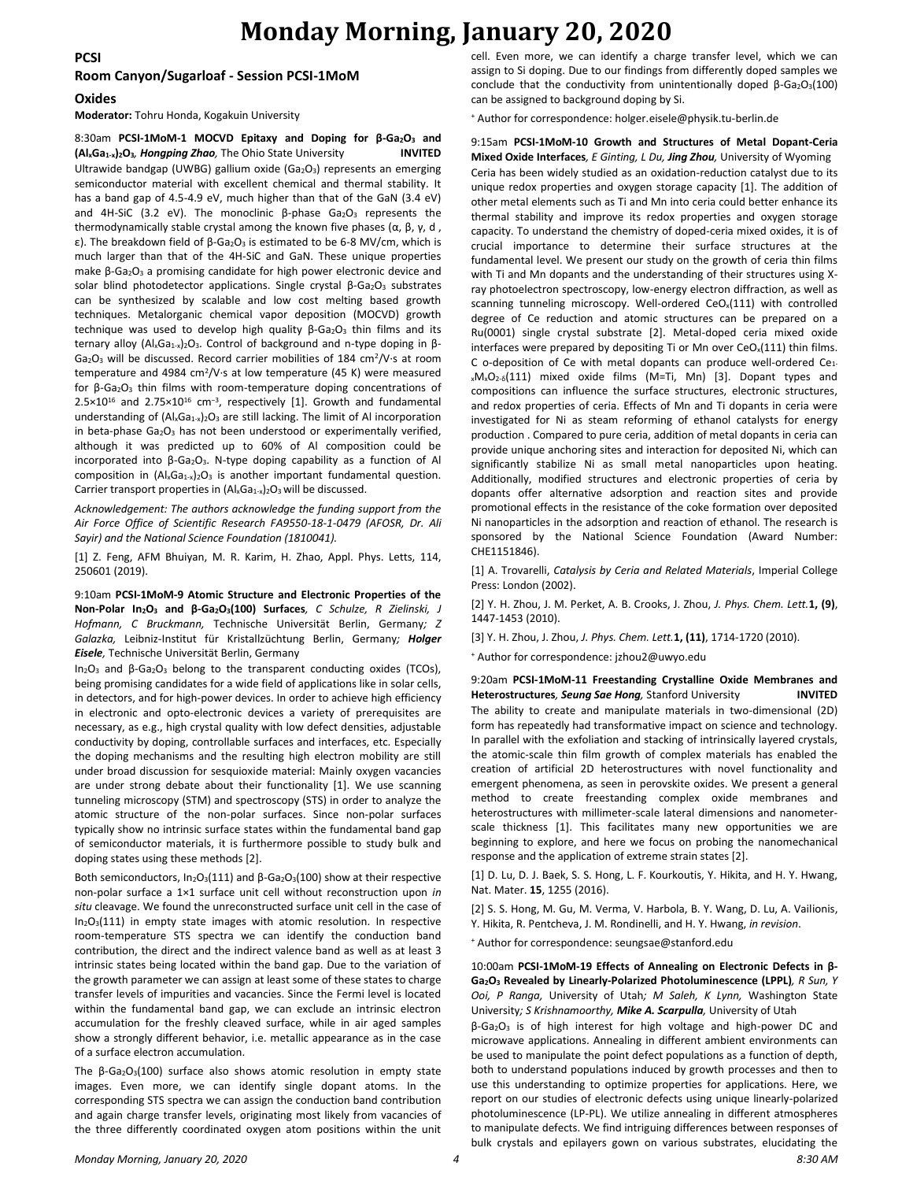# Monday Morning, January 20, 2020

## PCSI

### Room Canyon/Sugarloaf - Session PCSI-1MoM

### Oxides

**Moderator:** Tohru Honda, Kogakuin University

8:30am **PCSI-1MoM-1 MOCVD Epitaxy and Doping for β-$Ga_2O_3$ and $(Al_xGa_{1-x})_2O_3$**, ***Hongping Zhao,*** The Ohio State University **INVITED**

Ultrawide bandgap (UWBG) gallium oxide ($Ga_2O_3$) represents an emerging semiconductor material with excellent chemical and thermal stability. It has a band gap of 4.5-4.9 eV, much higher than that of the GaN (3.4 eV) and 4H-SiC (3.2 eV). The monoclinic β-phase $Ga_2O_3$ represents the thermodynamically stable crystal among the known five phases (α, β, γ, d , ε). The breakdown field of β-$Ga_2O_3$ is estimated to be 6-8 MV/cm, which is much larger than that of the 4H-SiC and GaN. These unique properties make β-$Ga_2O_3$ a promising candidate for high power electronic device and solar blind photodetector applications. Single crystal β-$Ga_2O_3$ substrates can be synthesized by scalable and low cost melting based growth techniques. Metalorganic chemical vapor deposition (MOCVD) growth technique was used to develop high quality β-$Ga_2O_3$ thin films and its ternary alloy $(Al_xGa_{1-x})_2O_3$. Control of background and n-type doping in β-$Ga_2O_3$ will be discussed. Record carrier mobilities of 184 cm²/V·s at room temperature and 4984 cm²/V·s at low temperature (45 K) were measured for β-$Ga_2O_3$ thin films with room-temperature doping concentrations of $2.5\times10^{16}$ and $2.75\times10^{16}$ cm$^{-3}$, respectively [1]. Growth and fundamental understanding of $(Al_xGa_{1-x})_2O_3$ are still lacking. The limit of Al incorporation in beta-phase $Ga_2O_3$ has not been understood or experimentally verified, although it was predicted up to 60% of Al composition could be incorporated into β-$Ga_2O_3$. N-type doping capability as a function of Al composition in $(Al_xGa_{1-x})_2O_3$ is another important fundamental question. Carrier transport properties in $(Al_xGa_{1-x})_2O_3$ will be discussed.

*Acknowledgement: The authors acknowledge the funding support from the Air Force Office of Scientific Research FA9550-18-1-0479 (AFOSR, Dr. Ali Sayir) and the National Science Foundation (1810041).*

[1] Z. Feng, AFM Bhuiyan, M. R. Karim, H. Zhao, Appl. Phys. Letts, 114, 250601 (2019).

9:10am **PCSI-1MoM-9 Atomic Structure and Electronic Properties of the Non-Polar $In_2O_3$ and β-$Ga_2O_3$(100) Surfaces**, *C Schulze, R Zielinski, J Hofmann, C Bruckmann,* Technische Universität Berlin, Germany*; Z Galazka,* Leibniz-Institut für Kristallzüchtung Berlin, Germany*;* ***Holger Eisele,*** Technische Universität Berlin, Germany

$In_2O_3$ and β-$Ga_2O_3$ belong to the transparent conducting oxides (TCOs), being promising candidates for a wide field of applications like in solar cells, in detectors, and for high-power devices. In order to achieve high efficiency in electronic and opto-electronic devices a variety of prerequisites are necessary, as e.g., high crystal quality with low defect densities, adjustable conductivity by doping, controllable surfaces and interfaces, etc. Especially the doping mechanisms and the resulting high electron mobility are still under broad discussion for sesquioxide material: Mainly oxygen vacancies are under strong debate about their functionality [1]. We use scanning tunneling microscopy (STM) and spectroscopy (STS) in order to analyze the atomic structure of the non-polar surfaces. Since non-polar surfaces typically show no intrinsic surface states within the fundamental band gap of semiconductor materials, it is furthermore possible to study bulk and doping states using these methods [2].

Both semiconductors, $In_2O_3$(111) and β-$Ga_2O_3$(100) show at their respective non-polar surface a 1×1 surface unit cell without reconstruction upon *in situ* cleavage. We found the unreconstructed surface unit cell in the case of $In_2O_3$(111) in empty state images with atomic resolution. In respective room-temperature STS spectra we can identify the conduction band contribution, the direct and the indirect valence band as well as at least 3 intrinsic states being located within the band gap. Due to the variation of the growth parameter we can assign at least some of these states to charge transfer levels of impurities and vacancies. Since the Fermi level is located within the fundamental band gap, we can exclude an intrinsic electron accumulation for the freshly cleaved surface, while in air aged samples show a strongly different behavior, i.e. metallic appearance as in the case of a surface electron accumulation.

The β-$Ga_2O_3$(100) surface also shows atomic resolution in empty state images. Even more, we can identify single dopant atoms. In the corresponding STS spectra we can assign the conduction band contribution and again charge transfer levels, originating most likely from vacancies of the three differently coordinated oxygen atom positions within the unit cell. Even more, we can identify a charge transfer level, which we can assign to Si doping. Due to our findings from differently doped samples we conclude that the conductivity from unintentionally doped β-$Ga_2O_3$(100) can be assigned to background doping by Si.

+ Author for correspondence: holger.eisele@physik.tu-berlin.de

9:15am **PCSI-1MoM-10 Growth and Structures of Metal Dopant-Ceria Mixed Oxide Interfaces**, *E Ginting, L Du,* ***Jing Zhou,*** University of Wyoming

Ceria has been widely studied as an oxidation-reduction catalyst due to its unique redox properties and oxygen storage capacity [1]. The addition of other metal elements such as Ti and Mn into ceria could better enhance its thermal stability and improve its redox properties and oxygen storage capacity. To understand the chemistry of doped-ceria mixed oxides, it is of crucial importance to determine their surface structures at the fundamental level. We present our study on the growth of ceria thin films with Ti and Mn dopants and the understanding of their structures using X-ray photoelectron spectroscopy, low-energy electron diffraction, as well as scanning tunneling microscopy. Well-ordered $CeO_x$(111) with controlled degree of Ce reduction and atomic structures can be prepared on a Ru(0001) single crystal substrate [2]. Metal-doped ceria mixed oxide interfaces were prepared by depositing Ti or Mn over $CeO_x$(111) thin films. C o-deposition of Ce with metal dopants can produce well-ordered $Ce_{1-x}M_xO_{2-\delta}$(111) mixed oxide films (M=Ti, Mn) [3]. Dopant types and compositions can influence the surface structures, electronic structures, and redox properties of ceria. Effects of Mn and Ti dopants in ceria were investigated for Ni as steam reforming of ethanol catalysts for energy production . Compared to pure ceria, addition of metal dopants in ceria can provide unique anchoring sites and interaction for deposited Ni, which can significantly stabilize Ni as small metal nanoparticles upon heating. Additionally, modified structures and electronic properties of ceria by dopants offer alternative adsorption and reaction sites and provide promotional effects in the resistance of the coke formation over deposited Ni nanoparticles in the adsorption and reaction of ethanol. The research is sponsored by the National Science Foundation (Award Number: CHE1151846).

[1] A. Trovarelli, *Catalysis by Ceria and Related Materials*, Imperial College Press: London (2002).

[2] Y. H. Zhou, J. M. Perket, A. B. Crooks, J. Zhou, *J. Phys. Chem. Lett.***1, (9)**, 1447-1453 (2010).

[3] Y. H. Zhou, J. Zhou, *J. Phys. Chem. Lett.***1, (11)**, 1714-1720 (2010).

+ Author for correspondence: jzhou2@uwyo.edu

9:20am **PCSI-1MoM-11 Freestanding Crystalline Oxide Membranes and Heterostructures**, ***Seung Sae Hong,*** Stanford University **INVITED**

The ability to create and manipulate materials in two-dimensional (2D) form has repeatedly had transformative impact on science and technology. In parallel with the exfoliation and stacking of intrinsically layered crystals, the atomic-scale thin film growth of complex materials has enabled the creation of artificial 2D heterostructures with novel functionality and emergent phenomena, as seen in perovskite oxides. We present a general method to create freestanding complex oxide membranes and heterostructures with millimeter-scale lateral dimensions and nanometer-scale thickness [1]. This facilitates many new opportunities we are beginning to explore, and here we focus on probing the nanomechanical response and the application of extreme strain states [2].

[1] D. Lu, D. J. Baek, S. S. Hong, L. F. Kourkoutis, Y. Hikita, and H. Y. Hwang, Nat. Mater. **15**, 1255 (2016).

[2] S. S. Hong, M. Gu, M. Verma, V. Harbola, B. Y. Wang, D. Lu, A. Vailionis, Y. Hikita, R. Pentcheva, J. M. Rondinelli, and H. Y. Hwang, *in revision*.

+ Author for correspondence: seungsae@stanford.edu

10:00am **PCSI-1MoM-19 Effects of Annealing on Electronic Defects in β-$Ga_2O_3$ Revealed by Linearly-Polarized Photoluminescence (LPPL)**, *R Sun, Y Ooi, P Ranga,* University of Utah*; M Saleh, K Lynn,* Washington State University*; S Krishnamoorthy,* ***Mike A. Scarpulla,*** University of Utah

β-$Ga_2O_3$ is of high interest for high voltage and high-power DC and microwave applications. Annealing in different ambient environments can be used to manipulate the point defect populations as a function of depth, both to understand populations induced by growth processes and then to use this understanding to optimize properties for applications. Here, we report on our studies of electronic defects using unique linearly-polarized photoluminescence (LP-PL). We utilize annealing in different atmospheres to manipulate defects. We find intriguing differences between responses of bulk crystals and epilayers gown on various substrates, elucidating the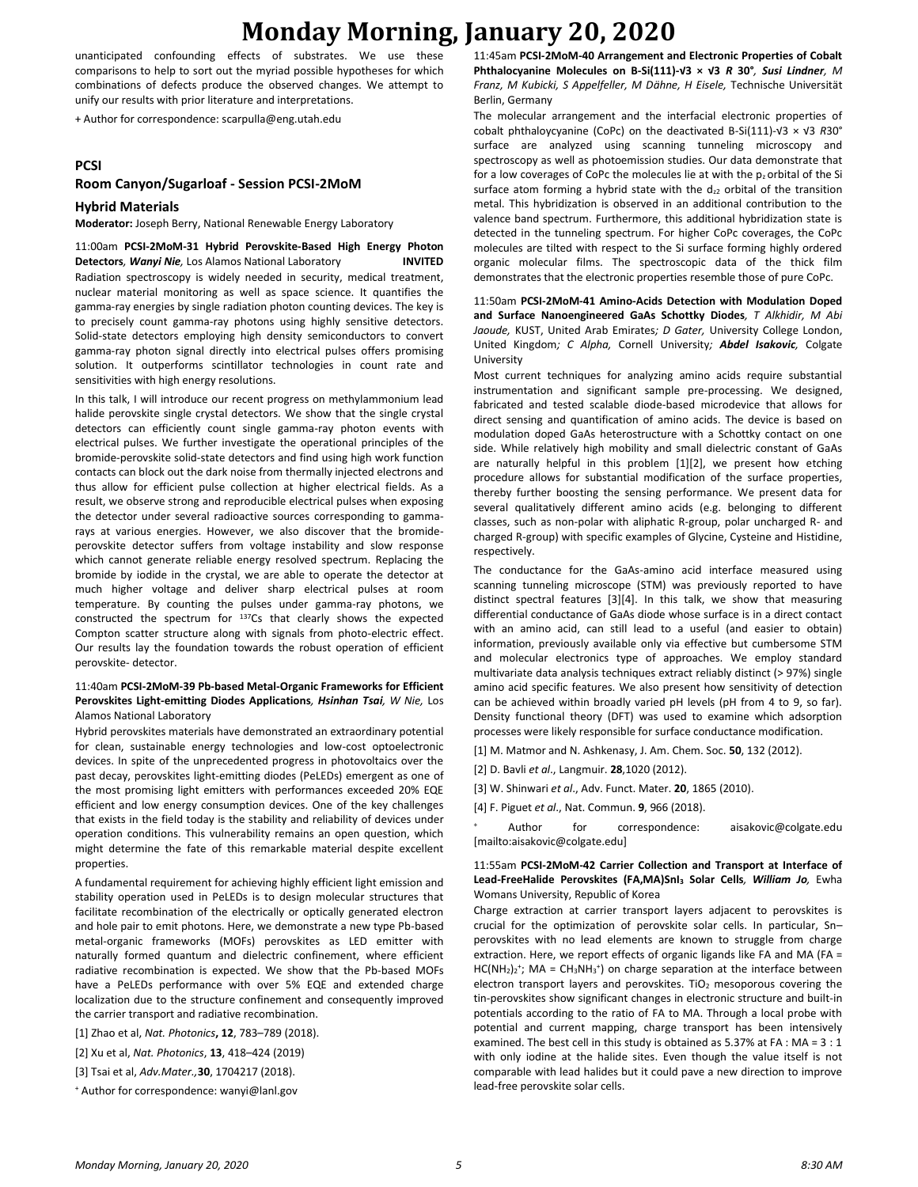unanticipated confounding effects of substrates. We use these comparisons to help to sort out the myriad possible hypotheses for which combinations of defects produce the observed changes. We attempt to unify our results with prior literature and interpretations.

+ Author for correspondence: scarpulla@eng.utah.edu

## PCSI

## Room Canyon/Sugarloaf - Session PCSI-2MoM

### Hybrid Materials

**Moderator:** Joseph Berry, National Renewable Energy Laboratory

11:00am **PCSI-2MoM-31 Hybrid Perovskite-Based High Energy Photon Detectors**, ***Wanyi Nie***, Los Alamos National Laboratory **INVITED**

Radiation spectroscopy is widely needed in security, medical treatment, nuclear material monitoring as well as space science. It quantifies the gamma-ray energies by single radiation photon counting devices. The key is to precisely count gamma-ray photons using highly sensitive detectors. Solid-state detectors employing high density semiconductors to convert gamma-ray photon signal directly into electrical pulses offers promising solution. It outperforms scintillator technologies in count rate and sensitivities with high energy resolutions.

In this talk, I will introduce our recent progress on methylammonium lead halide perovskite single crystal detectors. We show that the single crystal detectors can efficiently count single gamma-ray photon events with electrical pulses. We further investigate the operational principles of the bromide-perovskite solid-state detectors and find using high work function contacts can block out the dark noise from thermally injected electrons and thus allow for efficient pulse collection at higher electrical fields. As a result, we observe strong and reproducible electrical pulses when exposing the detector under several radioactive sources corresponding to gamma-rays at various energies. However, we also discover that the bromide-perovskite detector suffers from voltage instability and slow response which cannot generate reliable energy resolved spectrum. Replacing the bromide by iodide in the crystal, we are able to operate the detector at much higher voltage and deliver sharp electrical pulses at room temperature. By counting the pulses under gamma-ray photons, we constructed the spectrum for $^{137}$Cs that clearly shows the expected Compton scatter structure along with signals from photo-electric effect. Our results lay the foundation towards the robust operation of efficient perovskite- detector.

11:40am **PCSI-2MoM-39 Pb-based Metal-Organic Frameworks for Efficient Perovskites Light-emitting Diodes Applications**, ***Hsinhan Tsai***, *W Nie*, Los Alamos National Laboratory

Hybrid perovskites materials have demonstrated an extraordinary potential for clean, sustainable energy technologies and low-cost optoelectronic devices. In spite of the unprecedented progress in photovoltaics over the past decay, perovskites light-emitting diodes (PeLEDs) emergent as one of the most promising light emitters with performances exceeded 20% EQE efficient and low energy consumption devices. One of the key challenges that exists in the field today is the stability and reliability of devices under operation conditions. This vulnerability remains an open question, which might determine the fate of this remarkable material despite excellent properties.

A fundamental requirement for achieving highly efficient light emission and stability operation used in PeLEDs is to design molecular structures that facilitate recombination of the electrically or optically generated electron and hole pair to emit photons. Here, we demonstrate a new type Pb-based metal-organic frameworks (MOFs) perovskites as LED emitter with naturally formed quantum and dielectric confinement, where efficient radiative recombination is expected. We show that the Pb-based MOFs have a PeLEDs performance with over 5% EQE and extended charge localization due to the structure confinement and consequently improved the carrier transport and radiative recombination.

[1] Zhao et al, *Nat. Photonics*, **12**, 783–789 (2018).

[2] Xu et al, *Nat. Photonics*, **13**, 418–424 (2019)

[3] Tsai et al, *Adv.Mater.*,**30**, 1704217 (2018).

+ Author for correspondence: wanyi@lanl.gov

11:45am **PCSI-2MoM-40 Arrangement and Electronic Properties of Cobalt Phthalocyanine Molecules on B-Si(111)-√3 × √3 *R* 30°**, ***Susi Lindner***, *M Franz, M Kubicki, S Appelfeller, M Dähne, H Eisele*, Technische Universität Berlin, Germany

The molecular arrangement and the interfacial electronic properties of cobalt phthalocyanine (CoPc) on the deactivated B-Si(111)-√3 × √3 *R*30° surface are analyzed using scanning tunneling microscopy and spectroscopy as well as photoemission studies. Our data demonstrate that for a low coverages of CoPc the molecules lie at with the $p_z$ orbital of the Si surface atom forming a hybrid state with the $d_{z2}$ orbital of the transition metal. This hybridization is observed in an additional contribution to the valence band spectrum. Furthermore, this additional hybridization state is detected in the tunneling spectrum. For higher CoPc coverages, the CoPc molecules are tilted with respect to the Si surface forming highly ordered organic molecular films. The spectroscopic data of the thick film demonstrates that the electronic properties resemble those of pure CoPc.

11:50am **PCSI-2MoM-41 Amino-Acids Detection with Modulation Doped and Surface Nanoengineered GaAs Schottky Diodes**, *T Alkhidir, M Abi Jaoude*, KUST, United Arab Emirates; *D Gater*, University College London, United Kingdom; *C Alpha*, Cornell University; ***Abdel Isakovic***, Colgate University

Most current techniques for analyzing amino acids require substantial instrumentation and significant sample pre-processing. We designed, fabricated and tested scalable diode-based microdevice that allows for direct sensing and quantification of amino acids. The device is based on modulation doped GaAs heterostructure with a Schottky contact on one side. While relatively high mobility and small dielectric constant of GaAs are naturally helpful in this problem [1][2], we present how etching procedure allows for substantial modification of the surface properties, thereby further boosting the sensing performance. We present data for several qualitatively different amino acids (e.g. belonging to different classes, such as non-polar with aliphatic R-group, polar uncharged R- and charged R-group) with specific examples of Glycine, Cysteine and Histidine, respectively.

The conductance for the GaAs-amino acid interface measured using scanning tunneling microscope (STM) was previously reported to have distinct spectral features [3][4]. In this talk, we show that measuring differential conductance of GaAs diode whose surface is in a direct contact with an amino acid, can still lead to a useful (and easier to obtain) information, previously available only via effective but cumbersome STM and molecular electronics type of approaches. We employ standard multivariate data analysis techniques extract reliably distinct (> 97%) single amino acid specific features. We also present how sensitivity of detection can be achieved within broadly varied pH levels (pH from 4 to 9, so far). Density functional theory (DFT) was used to examine which adsorption processes were likely responsible for surface conductance modification.

[1] M. Matmor and N. Ashkenasy, J. Am. Chem. Soc. **50**, 132 (2012).

[2] D. Bavli *et al*., Langmuir. **28**,1020 (2012).

[3] W. Shinwari *et al*., Adv. Funct. Mater. **20**, 1865 (2010).

[4] F. Piguet *et al*., Nat. Commun. **9**, 966 (2018).

+ Author for correspondence: aisakovic@colgate.edu [mailto:aisakovic@colgate.edu]

11:55am **PCSI-2MoM-42 Carrier Collection and Transport at Interface of Lead-FreeHalide Perovskites (FA,MA)SnI$_3$ Solar Cells**, ***William Jo***, Ewha Womans University, Republic of Korea

Charge extraction at carrier transport layers adjacent to perovskites is crucial for the optimization of perovskite solar cells. In particular, Sn–perovskites with no lead elements are known to struggle from charge extraction. Here, we report effects of organic ligands like FA and MA (FA = $HC(NH_2)_2^+$; MA = $CH_3NH_3^+$) on charge separation at the interface between electron transport layers and perovskites. $TiO_2$ mesoporous covering the tin-perovskites show significant changes in electronic structure and built-in potentials according to the ratio of FA to MA. Through a local probe with potential and current mapping, charge transport has been intensively examined. The best cell in this study is obtained as 5.37% at FA : MA = 3 : 1 with only iodine at the halide sites. Even though the value itself is not comparable with lead halides but it could pave a new direction to improve lead-free perovskite solar cells.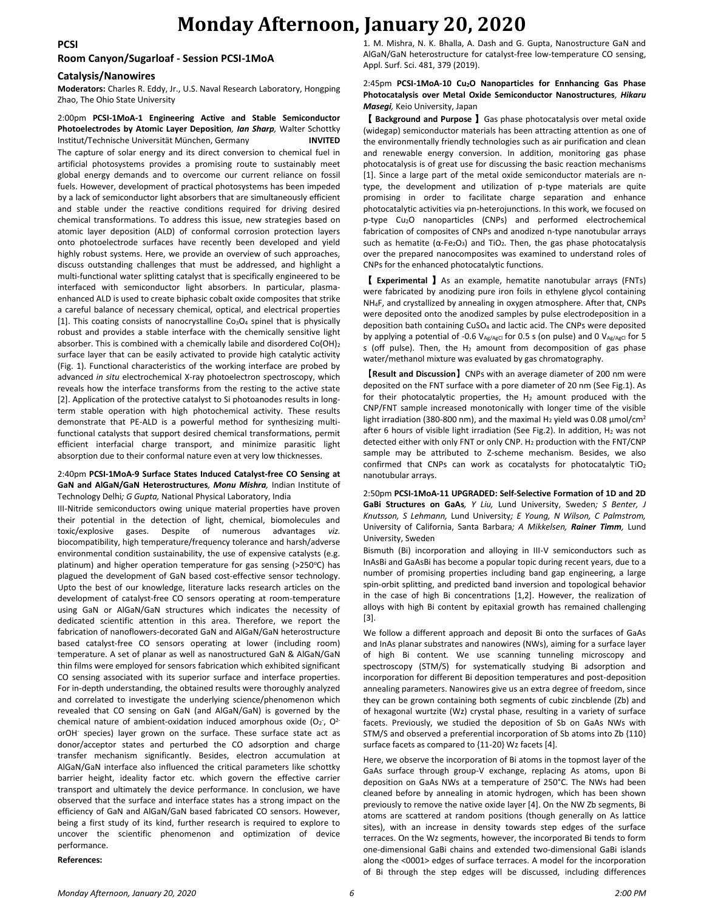# Monday Afternoon, January 20, 2020

## PCSI

## Room Canyon/Sugarloaf - Session PCSI-1MoA

### Catalysis/Nanowires

**Moderators:** Charles R. Eddy, Jr., U.S. Naval Research Laboratory, Hongping Zhao, The Ohio State University

2:00pm **PCSI-1MoA-1 Engineering Active and Stable Semiconductor Photoelectrodes by Atomic Layer Deposition**, ***Ian Sharp,*** Walter Schottky Institut/Technische Universität München, Germany **INVITED**

The capture of solar energy and its direct conversion to chemical fuel in artificial photosystems provides a promising route to sustainably meet global energy demands and to overcome our current reliance on fossil fuels. However, development of practical photosystems has been impeded by a lack of semiconductor light absorbers that are simultaneously efficient and stable under the reactive conditions required for driving desired chemical transformations. To address this issue, new strategies based on atomic layer deposition (ALD) of conformal corrosion protection layers onto photoelectrode surfaces have recently been developed and yield highly robust systems. Here, we provide an overview of such approaches, discuss outstanding challenges that must be addressed, and highlight a multi-functional water splitting catalyst that is specifically engineered to be interfaced with semiconductor light absorbers. In particular, plasma-enhanced ALD is used to create biphasic cobalt oxide composites that strike a careful balance of necessary chemical, optical, and electrical properties [1]. This coating consists of nanocrystalline $Co_3O_4$ spinel that is physically robust and provides a stable interface with the chemically sensitive light absorber. This is combined with a chemically labile and disordered $Co(OH)_2$ surface layer that can be easily activated to provide high catalytic activity (Fig. 1). Functional characteristics of the working interface are probed by advanced *in situ* electrochemical X-ray photoelectron spectroscopy, which reveals how the interface transforms from the resting to the active state [2]. Application of the protective catalyst to Si photoanodes results in long-term stable operation with high photochemical activity. These results demonstrate that PE-ALD is a powerful method for synthesizing multi-functional catalysts that support desired chemical transformations, permit efficient interfacial charge transport, and minimize parasitic light absorption due to their conformal nature even at very low thicknesses.

2:40pm **PCSI-1MoA-9 Surface States Induced Catalyst-free CO Sensing at GaN and AlGaN/GaN Heterostructures**, ***Monu Mishra,*** Indian Institute of Technology Delhi*; G Gupta,* National Physical Laboratory, India

III-Nitride semiconductors owing unique material properties have proven their potential in the detection of light, chemical, biomolecules and toxic/explosive gases. Despite of numerous advantages *viz.* biocompatibility, high temperature/frequency tolerance and harsh/adverse environmental condition sustainability, the use of expensive catalysts (e.g. platinum) and higher operation temperature for gas sensing (>250°C) has plagued the development of GaN based cost-effective sensor technology. Upto the best of our knowledge, literature lacks research articles on the development of catalyst-free CO sensors operating at room-temperature using GaN or AlGaN/GaN structures which indicates the necessity of dedicated scientific attention in this area. Therefore, we report the fabrication of nanoflowers-decorated GaN and AlGaN/GaN heterostructure based catalyst-free CO sensors operating at lower (including room) temperature. A set of planar as well as nanostructured GaN & AlGaN/GaN thin films were employed for sensors fabrication which exhibited significant CO sensing associated with its superior surface and interface properties. For in-depth understanding, the obtained results were thoroughly analyzed and correlated to investigate the underlying science/phenomenon which revealed that CO sensing on GaN (and AlGaN/GaN) is governed by the chemical nature of ambient-oxidation induced amorphous oxide ($O_2^-$, $O^{2-}$ or$OH^-$ species) layer grown on the surface. These surface state act as donor/acceptor states and perturbed the CO adsorption and charge transfer mechanism significantly. Besides, electron accumulation at AlGaN/GaN interface also influenced the critical parameters like schottky barrier height, ideality factor etc. which govern the effective carrier transport and ultimately the device performance. In conclusion, we have observed that the surface and interface states has a strong impact on the efficiency of GaN and AlGaN/GaN based fabricated CO sensors. However, being a first study of its kind, further research is required to explore to uncover the scientific phenomenon and optimization of device performance.

**References:**

1. M. Mishra, N. K. Bhalla, A. Dash and G. Gupta, Nanostructure GaN and AlGaN/GaN heterostructure for catalyst-free low-temperature CO sensing, Appl. Surf. Sci. 481, 379 (2019).

2:45pm **PCSI-1MoA-10 $Cu_2O$ Nanoparticles for Ennhancing Gas Phase Photocatalysis over Metal Oxide Semiconductor Nanostructures**, ***Hikaru Masegi,*** Keio University, Japan

【 **Background and Purpose** 】 Gas phase photocatalysis over metal oxide (widegap) semiconductor materials has been attracting attention as one of the environmentally friendly technologies such as air purification and clean and renewable energy conversion. In addition, monitoring gas phase photocatalysis is of great use for discussing the basic reaction mechanisms [1]. Since a large part of the metal oxide semiconductor materials are n-type, the development and utilization of p-type materials are quite promising in order to facilitate charge separation and enhance photocatalytic activities via pn-heterojunctions. In this work, we focused on p-type $Cu_2O$ nanoparticles (CNPs) and performed electrochemical fabrication of composites of CNPs and anodized n-type nanotubular arrays such as hematite ($\alpha$-$Fe_2O_3$) and $TiO_2$. Then, the gas phase photocatalysis over the prepared nanocomposites was examined to understand roles of CNPs for the enhanced photocatalytic functions.

【 **Experimental** 】 As an example, hematite nanotubular arrays (FNTs) were fabricated by anodizing pure iron foils in ethylene glycol containing $NH_4F$, and crystallized by annealing in oxygen atmosphere. After that, CNPs were deposited onto the anodized samples by pulse electrodeposition in a deposition bath containing $CuSO_4$ and lactic acid. The CNPs were deposited by applying a potential of -0.6 $V_{Ag/AgCl}$ for 0.5 s (on pulse) and 0 $V_{Ag/AgCl}$ for 5 s (off pulse). Then, the $H_2$ amount from decomposition of gas phase water/methanol mixture was evaluated by gas chromatography.

【**Result and Discussion**】 CNPs with an average diameter of 200 nm were deposited on the FNT surface with a pore diameter of 20 nm (See Fig.1). As for their photocatalytic properties, the $H_2$ amount produced with the CNP/FNT sample increased monotonically with longer time of the visible light irradiation (380-800 nm), and the maximal $H_2$ yield was 0.08 μmol/cm$^2$ after 6 hours of visible light irradiation (See Fig.2). In addition, $H_2$ was not detected either with only FNT or only CNP. $H_2$ production with the FNT/CNP sample may be attributed to Z-scheme mechanism. Besides, we also confirmed that CNPs can work as cocatalysts for photocatalytic $TiO_2$ nanotubular arrays.

2:50pm **PCSI-1MoA-11 UPGRADED: Self-Selective Formation of 1D and 2D GaBi Structures on GaAs**, *Y Liu,* Lund University, Sweden*; S Benter, J Knutsson, S Lehmann,* Lund University*; E Young, N Wilson, C Palmstrom,* University of California, Santa Barbara*; A Mikkelsen,* ***Rainer Timm,*** Lund University, Sweden

Bismuth (Bi) incorporation and alloying in III-V semiconductors such as InAsBi and GaAsBi has become a popular topic during recent years, due to a number of promising properties including band gap engineering, a large spin-orbit splitting, and predicted band inversion and topological behavior in the case of high Bi concentrations [1,2]. However, the realization of alloys with high Bi content by epitaxial growth has remained challenging [3].

We follow a different approach and deposit Bi onto the surfaces of GaAs and InAs planar substrates and nanowires (NWs), aiming for a surface layer of high Bi content. We use scanning tunneling microscopy and spectroscopy (STM/S) for systematically studying Bi adsorption and incorporation for different Bi deposition temperatures and post-deposition annealing parameters. Nanowires give us an extra degree of freedom, since they can be grown containing both segments of cubic zincblende (Zb) and of hexagonal wurtzite (Wz) crystal phase, resulting in a variety of surface facets. Previously, we studied the deposition of Sb on GaAs NWs with STM/S and observed a preferential incorporation of Sb atoms into Zb {110} surface facets as compared to {11-20} Wz facets [4].

Here, we observe the incorporation of Bi atoms in the topmost layer of the GaAs surface through group-V exchange, replacing As atoms, upon Bi deposition on GaAs NWs at a temperature of 250°C. The NWs had been cleaned before by annealing in atomic hydrogen, which has been shown previously to remove the native oxide layer [4]. On the NW Zb segments, Bi atoms are scattered at random positions (though generally on As lattice sites), with an increase in density towards step edges of the surface terraces. On the Wz segments, however, the incorporated Bi tends to form one-dimensional GaBi chains and extended two-dimensional GaBi islands along the <0001> edges of surface terraces. A model for the incorporation of Bi through the step edges will be discussed, including differences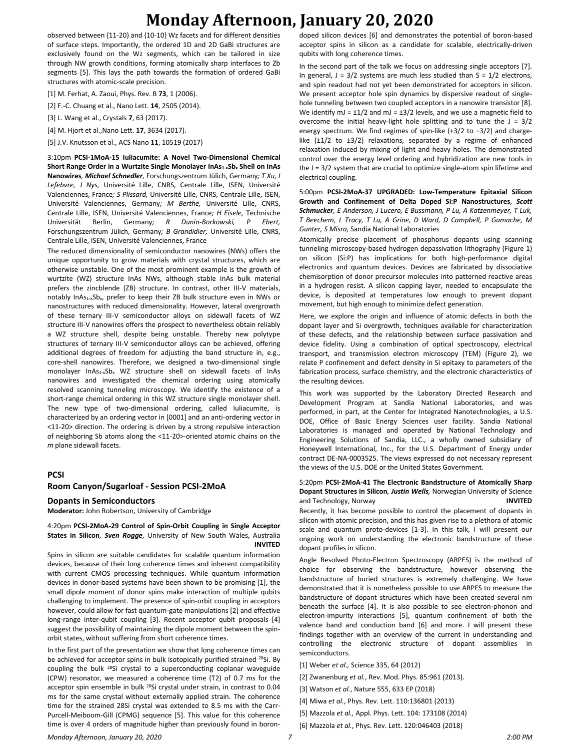observed between {11-20} and {10-10} Wz facets and for different densities of surface steps. Importantly, the ordered 1D and 2D GaBi structures are exclusively found on the Wz segments, which can be tailored in size through NW growth conditions, forming atomically sharp interfaces to Zb segments [5]. This lays the path towards the formation of ordered GaBi structures with atomic-scale precision.

[1] M. Ferhat, A. Zaoui, Phys. Rev. B **73**, 1 (2006).

[2] F.-C. Chuang et al., Nano Lett. **14**, 2505 (2014).

[3] L. Wang et al., Crystals **7**, 63 (2017).

[4] M. Hjort et al.,Nano Lett. **17**, 3634 (2017).

[5] J.V. Knutsson et al., ACS Nano **11**, 10519 (2017)

3:10pm **PCSI-1MoA-15 Iuliacumite: A Novel Two-Dimensional Chemical Short Range Order in a Wurtzite Single Monolayer $InAs_{1-x}Sb_x$ Shell on InAs Nanowires**, ***Michael Schnedler,*** *Forschungszentrum Jülich, Germany; T Xu, I Lefebvre, J Nys,* Université Lille, CNRS, Centrale Lille, ISEN, Université Valenciennes, France*; S Plissard,* Université Lille, CNRS, Centrale Lille, ISEN, Université Valenciennes, Germany*; M Berthe,* Université Lille, CNRS, Centrale Lille, ISEN, Université Valenciennes, France*; H Eisele,* Technische Universität Berlin, Germany*; R Dunin-Borkowski, P Ebert,* Forschungszentrum Jülich, Germany*; B Grandidier,* Université Lille, CNRS, Centrale Lille, ISEN, Université Valenciennes, France

The reduced dimensionality of semiconductor nanowires (NWs) offers the unique opportunity to grow materials with crystal structures, which are otherwise unstable. One of the most prominent example is the growth of wurtzite (WZ) structure InAs NWs, although stable InAs bulk material prefers the zincblende (ZB) structure. In contrast, other III-V materials, notably $InAs_{1-x}Sb_x$, prefer to keep their ZB bulk structure even in NWs or nanostructures with reduced dimensionality. However, lateral overgrowth of these ternary III-V semiconductor alloys on sidewall facets of WZ structure III-V nanowires offers the prospect to nevertheless obtain reliably a WZ structure shell, despite being unstable. Thereby new polytype structures of ternary III-V semiconductor alloys can be achieved, offering additional degrees of freedom for adjusting the band structure in, e.g., core-shell nanowires. Therefore, we designed a two-dimensional single monolayer $InAs_{1-x}Sb_x$ WZ structure shell on sidewall facets of InAs nanowires and investigated the chemical ordering using atomically resolved scanning tunneling microscopy. We identify the existence of a short-range chemical ordering in this WZ structure single monolayer shell. The new type of two-dimensional ordering, called Iuliacumite, is characterized by an ordering vector in [0001] and an anti-ordering vector in <11-20> direction. The ordering is driven by a strong repulsive interaction of neighboring Sb atoms along the <11-20>-oriented atomic chains on the *m* plane sidewall facets.

## PCSI

## Room Canyon/Sugarloaf - Session PCSI-2MoA

### Dopants in Semiconductors

**Moderator:** John Robertson, University of Cambridge

4:20pm **PCSI-2MoA-29 Control of Spin-Orbit Coupling in Single Acceptor States in Silicon**, ***Sven Rogge,*** University of New South Wales, Australia **INVITED**

Spins in silicon are suitable candidates for scalable quantum information devices, because of their long coherence times and inherent compatibility with current CMOS processing techniques. While quantum information devices in donor-based systems have been shown to be promising [1], the small dipole moment of donor spins make interaction of multiple qubits challenging to implement. The presence of spin-orbit coupling in acceptors however, could allow for fast quantum-gate manipulations [2] and effective long-range inter-qubit coupling [3]. Recent acceptor qubit proposals [4] suggest the possibility of maintaining the dipole moment between the spin-orbit states, without suffering from short coherence times.

In the first part of the presentation we show that long coherence times can be achieved for acceptor spins in bulk isotopically purified strained $^{28}Si$. By coupling the bulk $^{28}Si$ crystal to a superconducting coplanar waveguide (CPW) resonator, we measured a coherence time (T2) of 0.7 ms for the acceptor spin ensemble in bulk $^{28}Si$ crystal under strain, in contrast to 0.04 ms for the same crystal without externally applied strain. The coherence time for the strained 28Si crystal was extended to 8.5 ms with the Carr-Purcell-Meiboom-Gill (CPMG) sequence [5]. This value for this coherence time is over 4 orders of magnitude higher than previously found in boron-doped silicon devices [6] and demonstrates the potential of boron-based acceptor spins in silicon as a candidate for scalable, electrically-driven qubits with long coherence times.

In the second part of the talk we focus on addressing single acceptors [7]. In general, J = 3/2 systems are much less studied than S = 1/2 electrons, and spin readout had not yet been demonstrated for acceptors in silicon. We present acceptor hole spin dynamics by dispersive readout of single-hole tunneling between two coupled acceptors in a nanowire transistor [8]. We identify mJ = ±1/2 and mJ = ±3/2 levels, and we use a magnetic field to overcome the initial heavy-light hole splitting and to tune the J = 3/2 energy spectrum. We find regimes of spin-like (+3/2 to −3/2) and charge-like (±1/2 to ±3/2) relaxations, separated by a regime of enhanced relaxation induced by mixing of light and heavy holes. The demonstrated control over the energy level ordering and hybridization are new tools in the J = 3/2 system that are crucial to optimize single-atom spin lifetime and electrical coupling.

5:00pm **PCSI-2MoA-37 UPGRADED: Low-Temperature Epitaxial Silicon Growth and Confinement of Delta Doped Si:P Nanostructures**, ***Scott Schmucker****, E Anderson, J Lucero, E Bussmann, P Lu, A Katzenmeyer, T Luk, T Beechem, L Tracy, T Lu, A Grine, D Ward, D Campbell, P Gamache, M Gunter, S Misra,* Sandia National Laboratories

Atomically precise placement of phosphorus dopants using scanning tunneling microscopy-based hydrogen depassivation lithography (Figure 1) on silicon (Si:P) has implications for both high-performance digital electronics and quantum devices. Devices are fabricated by dissociative chemisorption of donor precursor molecules into patterned reactive areas in a hydrogen resist. A silicon capping layer, needed to encapsulate the device, is deposited at temperatures low enough to prevent dopant movement, but high enough to minimize defect generation.

Here, we explore the origin and influence of atomic defects in both the dopant layer and Si overgrowth, techniques available for characterization of these defects, and the relationship between surface passivation and device fidelity. Using a combination of optical spectroscopy, electrical transport, and transmission electron microscopy (TEM) (Figure 2), we relate P confinement and defect density in Si epitaxy to parameters of the fabrication process, surface chemistry, and the electronic characteristics of the resulting devices.

This work was supported by the Laboratory Directed Research and Development Program at Sandia National Laboratories, and was performed, in part, at the Center for Integrated Nanotechnologies, a U.S. DOE, Office of Basic Energy Sciences user facility. Sandia National Laboratories is managed and operated by National Technology and Engineering Solutions of Sandia, LLC., a wholly owned subsidiary of Honeywell International, Inc., for the U.S. Department of Energy under contract DE-NA-0003525. The views expressed do not necessary represent the views of the U.S. DOE or the United States Government.

5:20pm **PCSI-2MoA-41 The Electronic Bandstructure of Atomically Sharp Dopant Structures in Silicon**, ***Justin Wells,*** Norwegian University of Science and Technology, Norway **INVITED**

Recently, it has become possible to control the placement of dopants in silicon with atomic precision, and this has given rise to a plethora of atomic scale and quantum proto-devices [1-3]. In this talk, I will present our ongoing work on understanding the electronic bandstructure of these dopant profiles in silicon.

Angle Resolved Photo-Electron Spectroscopy (ARPES) is the method of choice for observing the bandstructure, however observing the bandstructure of buried structures is extremely challenging. We have demonstrated that it is nonetheless possible to use ARPES to measure the bandstructure of dopant structures which have been created several nm beneath the surface [4]. It is also possible to see electron-phonon and electron-impurity interactions [5], quantum confinement of both the valence band and conduction band [6] and more. I will present these findings together with an overview of the current in understanding and controlling the electronic structure of dopant assemblies in semiconductors.

[1] Weber *et al.,* Science 335, 64 (2012)

[2] Zwanenburg *et al.*, Rev. Mod. Phys. 85:961 (2013).

[3] Watson *et al.*, Nature 555, 633 EP (2018)

[4] Miwa *et al*., Phys. Rev. Lett. 110:136801 (2013)

[5] Mazzola *et al.,* Appl. Phys. Lett. 104: 173108 (2014)

[6] Mazzola *et al.*, Phys. Rev. Lett. 120:046403 (2018)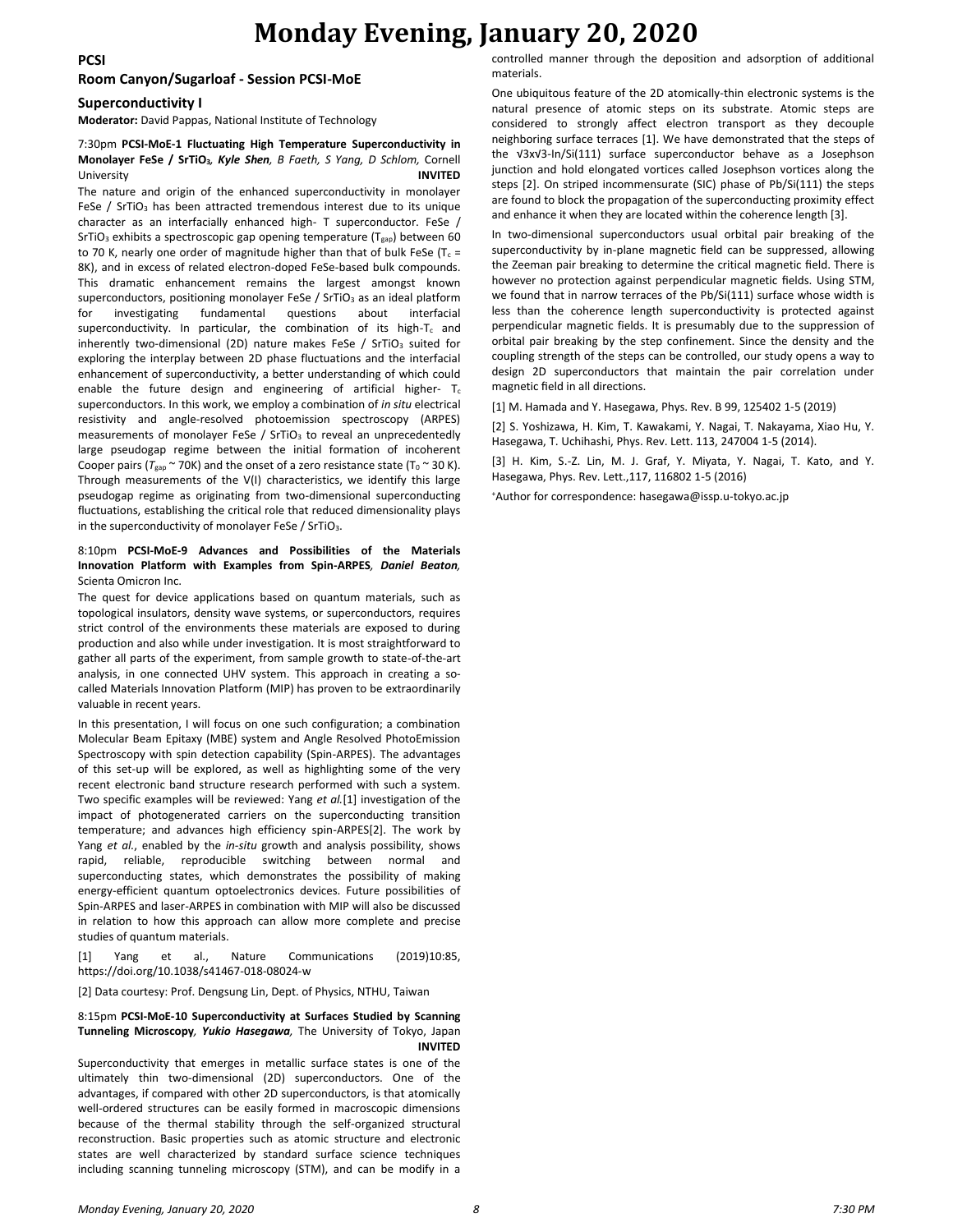# Monday Evening, January 20, 2020

## PCSI

## Room Canyon/Sugarloaf - Session PCSI-MoE

### Superconductivity I

**Moderator:** David Pappas, National Institute of Technology

7:30pm **PCSI-MoE-1 Fluctuating High Temperature Superconductivity in Monolayer FeSe / $SrTiO_3$**, ***Kyle Shen**, B Faeth, S Yang, D Schlom,* Cornell University **INVITED**

The nature and origin of the enhanced superconductivity in monolayer FeSe / $SrTiO_3$ has been attracted tremendous interest due to its unique character as an interfacially enhanced high- T superconductor. FeSe / $SrTiO_3$ exhibits a spectroscopic gap opening temperature ($T_{gap}$) between 60 to 70 K, nearly one order of magnitude higher than that of bulk FeSe ($T_c$ = 8K), and in excess of related electron-doped FeSe-based bulk compounds. This dramatic enhancement remains the largest amongst known superconductors, positioning monolayer FeSe / $SrTiO_3$ as an ideal platform for investigating fundamental questions about interfacial superconductivity. In particular, the combination of its high-$T_c$ and inherently two-dimensional (2D) nature makes FeSe / $SrTiO_3$ suited for exploring the interplay between 2D phase fluctuations and the interfacial enhancement of superconductivity, a better understanding of which could enable the future design and engineering of artificial higher- $T_c$ superconductors. In this work, we employ a combination of *in situ* electrical resistivity and angle-resolved photoemission spectroscopy (ARPES) measurements of monolayer FeSe / $SrTiO_3$ to reveal an unprecedentedly large pseudogap regime between the initial formation of incoherent Cooper pairs ($T_{gap}$ ~ 70K) and the onset of a zero resistance state ($T_0$ ~ 30 K). Through measurements of the V(I) characteristics, we identify this large pseudogap regime as originating from two-dimensional superconducting fluctuations, establishing the critical role that reduced dimensionality plays in the superconductivity of monolayer FeSe / $SrTiO_3$.

8:10pm **PCSI-MoE-9 Advances and Possibilities of the Materials Innovation Platform with Examples from Spin-ARPES**, ***Daniel Beaton**,* Scienta Omicron Inc.

The quest for device applications based on quantum materials, such as topological insulators, density wave systems, or superconductors, requires strict control of the environments these materials are exposed to during production and also while under investigation. It is most straightforward to gather all parts of the experiment, from sample growth to state-of-the-art analysis, in one connected UHV system. This approach in creating a so-called Materials Innovation Platform (MIP) has proven to be extraordinarily valuable in recent years.

In this presentation, I will focus on one such configuration; a combination Molecular Beam Epitaxy (MBE) system and Angle Resolved PhotoEmission Spectroscopy with spin detection capability (Spin-ARPES). The advantages of this set-up will be explored, as well as highlighting some of the very recent electronic band structure research performed with such a system. Two specific examples will be reviewed: Yang *et al.*[1] investigation of the impact of photogenerated carriers on the superconducting transition temperature; and advances high efficiency spin-ARPES[2]. The work by Yang *et al.*, enabled by the *in-situ* growth and analysis possibility, shows rapid, reliable, reproducible switching between normal and superconducting states, which demonstrates the possibility of making energy-efficient quantum optoelectronics devices. Future possibilities of Spin-ARPES and laser-ARPES in combination with MIP will also be discussed in relation to how this approach can allow more complete and precise studies of quantum materials.

[1] Yang et al., Nature Communications (2019)10:85, https://doi.org/10.1038/s41467-018-08024-w

[2] Data courtesy: Prof. Dengsung Lin, Dept. of Physics, NTHU, Taiwan

8:15pm **PCSI-MoE-10 Superconductivity at Surfaces Studied by Scanning Tunneling Microscopy**, ***Yukio Hasegawa**,* The University of Tokyo, Japan **INVITED**

Superconductivity that emerges in metallic surface states is one of the ultimately thin two-dimensional (2D) superconductors. One of the advantages, if compared with other 2D superconductors, is that atomically well-ordered structures can be easily formed in macroscopic dimensions because of the thermal stability through the self-organized structural reconstruction. Basic properties such as atomic structure and electronic states are well characterized by standard surface science techniques including scanning tunneling microscopy (STM), and can be modify in a controlled manner through the deposition and adsorption of additional materials.

One ubiquitous feature of the 2D atomically-thin electronic systems is the natural presence of atomic steps on its substrate. Atomic steps are considered to strongly affect electron transport as they decouple neighboring surface terraces [1]. We have demonstrated that the steps of the √3x√3-In/Si(111) surface superconductor behave as a Josephson junction and hold elongated vortices called Josephson vortices along the steps [2]. On striped incommensurate (SIC) phase of Pb/Si(111) the steps are found to block the propagation of the superconducting proximity effect and enhance it when they are located within the coherence length [3].

In two-dimensional superconductors usual orbital pair breaking of the superconductivity by in-plane magnetic field can be suppressed, allowing the Zeeman pair breaking to determine the critical magnetic field. There is however no protection against perpendicular magnetic fields. Using STM, we found that in narrow terraces of the Pb/Si(111) surface whose width is less than the coherence length superconductivity is protected against perpendicular magnetic fields. It is presumably due to the suppression of orbital pair breaking by the step confinement. Since the density and the coupling strength of the steps can be controlled, our study opens a way to design 2D superconductors that maintain the pair correlation under magnetic field in all directions.

[1] M. Hamada and Y. Hasegawa, Phys. Rev. B 99, 125402 1-5 (2019)

[2] S. Yoshizawa, H. Kim, T. Kawakami, Y. Nagai, T. Nakayama, Xiao Hu, Y. Hasegawa, T. Uchihashi, Phys. Rev. Lett. 113, 247004 1-5 (2014).

[3] H. Kim, S.-Z. Lin, M. J. Graf, Y. Miyata, Y. Nagai, T. Kato, and Y. Hasegawa, Phys. Rev. Lett.,117, 116802 1-5 (2016)

+Author for correspondence: hasegawa@issp.u-tokyo.ac.jp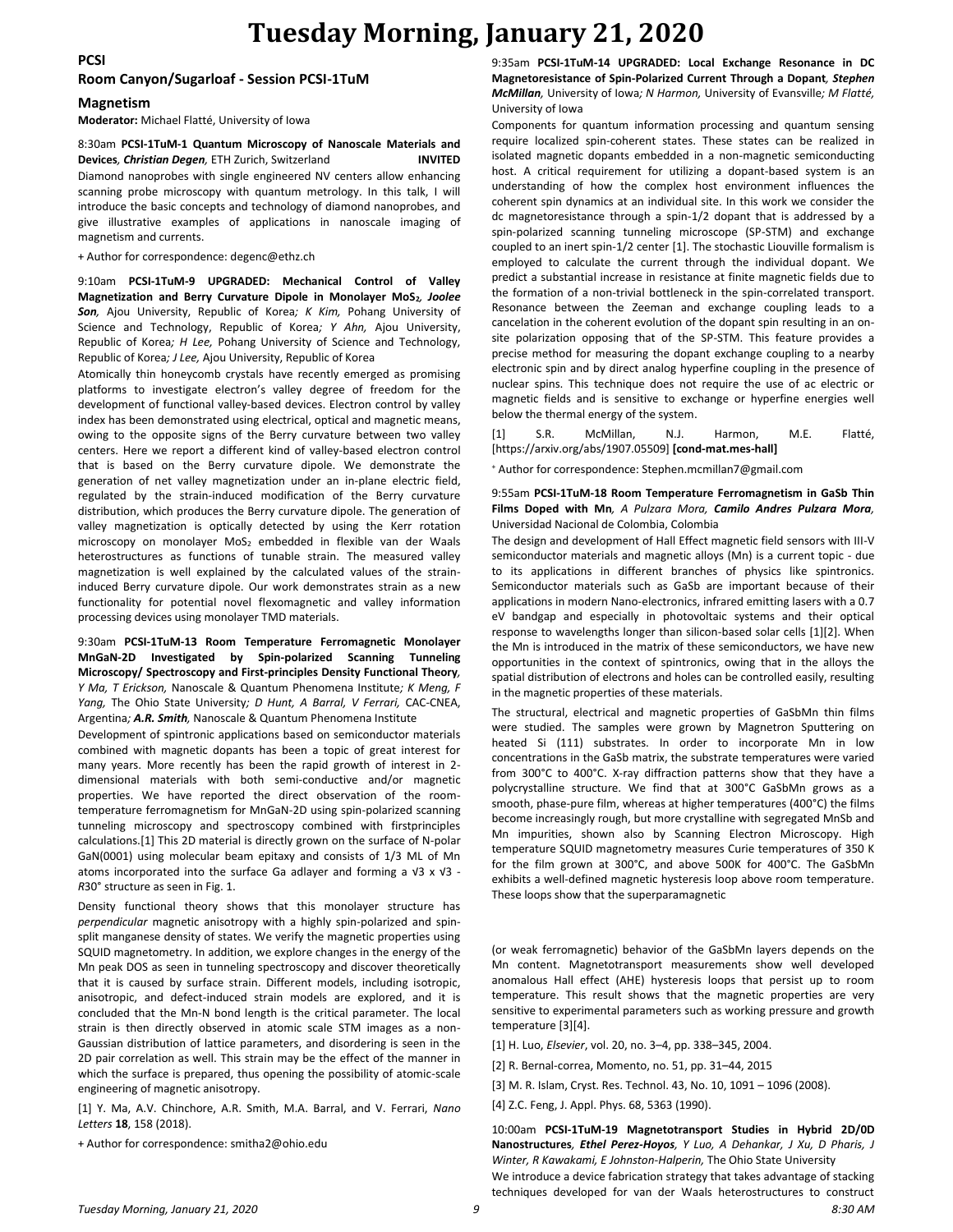# Tuesday Morning, January 21, 2020

## PCSI

### Room Canyon/Sugarloaf - Session PCSI-1TuM

### Magnetism

**Moderator:** Michael Flatté, University of Iowa

8:30am **PCSI-1TuM-1 Quantum Microscopy of Nanoscale Materials and Devices**, ***Christian Degen,*** ETH Zurich, Switzerland **INVITED**

Diamond nanoprobes with single engineered NV centers allow enhancing scanning probe microscopy with quantum metrology. In this talk, I will introduce the basic concepts and technology of diamond nanoprobes, and give illustrative examples of applications in nanoscale imaging of magnetism and currents.

+ Author for correspondence: degenc@ethz.ch

9:10am **PCSI-1TuM-9 UPGRADED: Mechanical Control of Valley Magnetization and Berry Curvature Dipole in Monolayer $MoS_2$**, ***Joolee Son,*** Ajou University, Republic of Korea*; K Kim,* Pohang University of Science and Technology, Republic of Korea*; Y Ahn,* Ajou University, Republic of Korea*; H Lee,* Pohang University of Science and Technology, Republic of Korea*; J Lee,* Ajou University, Republic of Korea

Atomically thin honeycomb crystals have recently emerged as promising platforms to investigate electron's valley degree of freedom for the development of functional valley-based devices. Electron control by valley index has been demonstrated using electrical, optical and magnetic means, owing to the opposite signs of the Berry curvature between two valley centers. Here we report a different kind of valley-based electron control that is based on the Berry curvature dipole. We demonstrate the generation of net valley magnetization under an in-plane electric field, regulated by the strain-induced modification of the Berry curvature distribution, which produces the Berry curvature dipole. The generation of valley magnetization is optically detected by using the Kerr rotation microscopy on monolayer $MoS_2$ embedded in flexible van der Waals heterostructures as functions of tunable strain. The measured valley magnetization is well explained by the calculated values of the strain-induced Berry curvature dipole. Our work demonstrates strain as a new functionality for potential novel flexomagnetic and valley information processing devices using monolayer TMD materials.

9:30am **PCSI-1TuM-13 Room Temperature Ferromagnetic Monolayer MnGaN-2D Investigated by Spin-polarized Scanning Tunneling Microscopy/ Spectroscopy and First-principles Density Functional Theory**, *Y Ma, T Erickson,* Nanoscale & Quantum Phenomena Institute*; K Meng, F Yang,* The Ohio State University*; D Hunt, A Barral, V Ferrari,* CAC-CNEA, Argentina*; **A.R. Smith,*** Nanoscale & Quantum Phenomena Institute

Development of spintronic applications based on semiconductor materials combined with magnetic dopants has been a topic of great interest for many years. More recently has been the rapid growth of interest in 2-dimensional materials with both semi-conductive and/or magnetic properties. We have reported the direct observation of the room-temperature ferromagnetism for MnGaN-2D using spin-polarized scanning tunneling microscopy and spectroscopy combined with firstprinciples calculations.[1] This 2D material is directly grown on the surface of N-polar GaN(0001) using molecular beam epitaxy and consists of 1/3 ML of Mn atoms incorporated into the surface Ga adlayer and forming a √3 x √3 - *R*30° structure as seen in Fig. 1.

Density functional theory shows that this monolayer structure has *perpendicular* magnetic anisotropy with a highly spin-polarized and spin-split manganese density of states. We verify the magnetic properties using SQUID magnetometry. In addition, we explore changes in the energy of the Mn peak DOS as seen in tunneling spectroscopy and discover theoretically that it is caused by surface strain. Different models, including isotropic, anisotropic, and defect-induced strain models are explored, and it is concluded that the Mn-N bond length is the critical parameter. The local strain is then directly observed in atomic scale STM images as a non-Gaussian distribution of lattice parameters, and disordering is seen in the 2D pair correlation as well. This strain may be the effect of the manner in which the surface is prepared, thus opening the possibility of atomic-scale engineering of magnetic anisotropy.

[1] Y. Ma, A.V. Chinchore, A.R. Smith, M.A. Barral, and V. Ferrari, *Nano Letters* **18**, 158 (2018).

+ Author for correspondence: smitha2@ohio.edu

9:35am **PCSI-1TuM-14 UPGRADED: Local Exchange Resonance in DC Magnetoresistance of Spin-Polarized Current Through a Dopant**, ***Stephen McMillan,*** University of Iowa*; N Harmon,* University of Evansville*; M Flatté,* University of Iowa

Components for quantum information processing and quantum sensing require localized spin-coherent states. These states can be realized in isolated magnetic dopants embedded in a non-magnetic semiconducting host. A critical requirement for utilizing a dopant-based system is an understanding of how the complex host environment influences the coherent spin dynamics at an individual site. In this work we consider the dc magnetoresistance through a spin-1/2 dopant that is addressed by a spin-polarized scanning tunneling microscope (SP-STM) and exchange coupled to an inert spin-1/2 center [1]. The stochastic Liouville formalism is employed to calculate the current through the individual dopant. We predict a substantial increase in resistance at finite magnetic fields due to the formation of a non-trivial bottleneck in the spin-correlated transport. Resonance between the Zeeman and exchange coupling leads to a cancelation in the coherent evolution of the dopant spin resulting in an on-site polarization opposing that of the SP-STM. This feature provides a precise method for measuring the dopant exchange coupling to a nearby electronic spin and by direct analog hyperfine coupling in the presence of nuclear spins. This technique does not require the use of ac electric or magnetic fields and is sensitive to exchange or hyperfine energies well below the thermal energy of the system.

[1] S.R. McMillan, N.J. Harmon, M.E. Flatté, [https://arxiv.org/abs/1907.05509] **[cond-mat.mes-hall]**

+ Author for correspondence: Stephen.mcmillan7@gmail.com

9:55am **PCSI-1TuM-18 Room Temperature Ferromagnetism in GaSb Thin Films Doped with Mn**, *A Pulzara Mora,* ***Camilo Andres Pulzara Mora,*** Universidad Nacional de Colombia, Colombia

The design and development of Hall Effect magnetic field sensors with III-V semiconductor materials and magnetic alloys (Mn) is a current topic - due to its applications in different branches of physics like spintronics. Semiconductor materials such as GaSb are important because of their applications in modern Nano-electronics, infrared emitting lasers with a 0.7 eV bandgap and especially in photovoltaic systems and their optical response to wavelengths longer than silicon-based solar cells [1][2]. When the Mn is introduced in the matrix of these semiconductors, we have new opportunities in the context of spintronics, owing that in the alloys the spatial distribution of electrons and holes can be controlled easily, resulting in the magnetic properties of these materials.

The structural, electrical and magnetic properties of GaSbMn thin films were studied. The samples were grown by Magnetron Sputtering on heated Si (111) substrates. In order to incorporate Mn in low concentrations in the GaSb matrix, the substrate temperatures were varied from 300°C to 400°C. X-ray diffraction patterns show that they have a polycrystalline structure. We find that at 300°C GaSbMn grows as a smooth, phase-pure film, whereas at higher temperatures (400°C) the films become increasingly rough, but more crystalline with segregated MnSb and Mn impurities, shown also by Scanning Electron Microscopy. High temperature SQUID magnetometry measures Curie temperatures of 350 K for the film grown at 300°C, and above 500K for 400°C. The GaSbMn exhibits a well-defined magnetic hysteresis loop above room temperature. These loops show that the superparamagnetic (or weak ferromagnetic) behavior of the GaSbMn layers depends on the Mn content. Magnetotransport measurements show well developed anomalous Hall effect (AHE) hysteresis loops that persist up to room temperature. This result shows that the magnetic properties are very sensitive to experimental parameters such as working pressure and growth temperature [3][4].

[1] H. Luo, *Elsevier*, vol. 20, no. 3–4, pp. 338–345, 2004.

[2] R. Bernal-correa, Momento, no. 51, pp. 31–44, 2015

[3] M. R. Islam, Cryst. Res. Technol. 43, No. 10, 1091 – 1096 (2008).

[4] Z.C. Feng, J. Appl. Phys. 68, 5363 (1990).

10:00am **PCSI-1TuM-19 Magnetotransport Studies in Hybrid 2D/0D Nanostructures**, ***Ethel Perez-Hoyos,*** *Y Luo, A Dehankar, J Xu, D Pharis, J Winter, R Kawakami, E Johnston-Halperin,* The Ohio State University

We introduce a device fabrication strategy that takes advantage of stacking techniques developed for van der Waals heterostructures to construct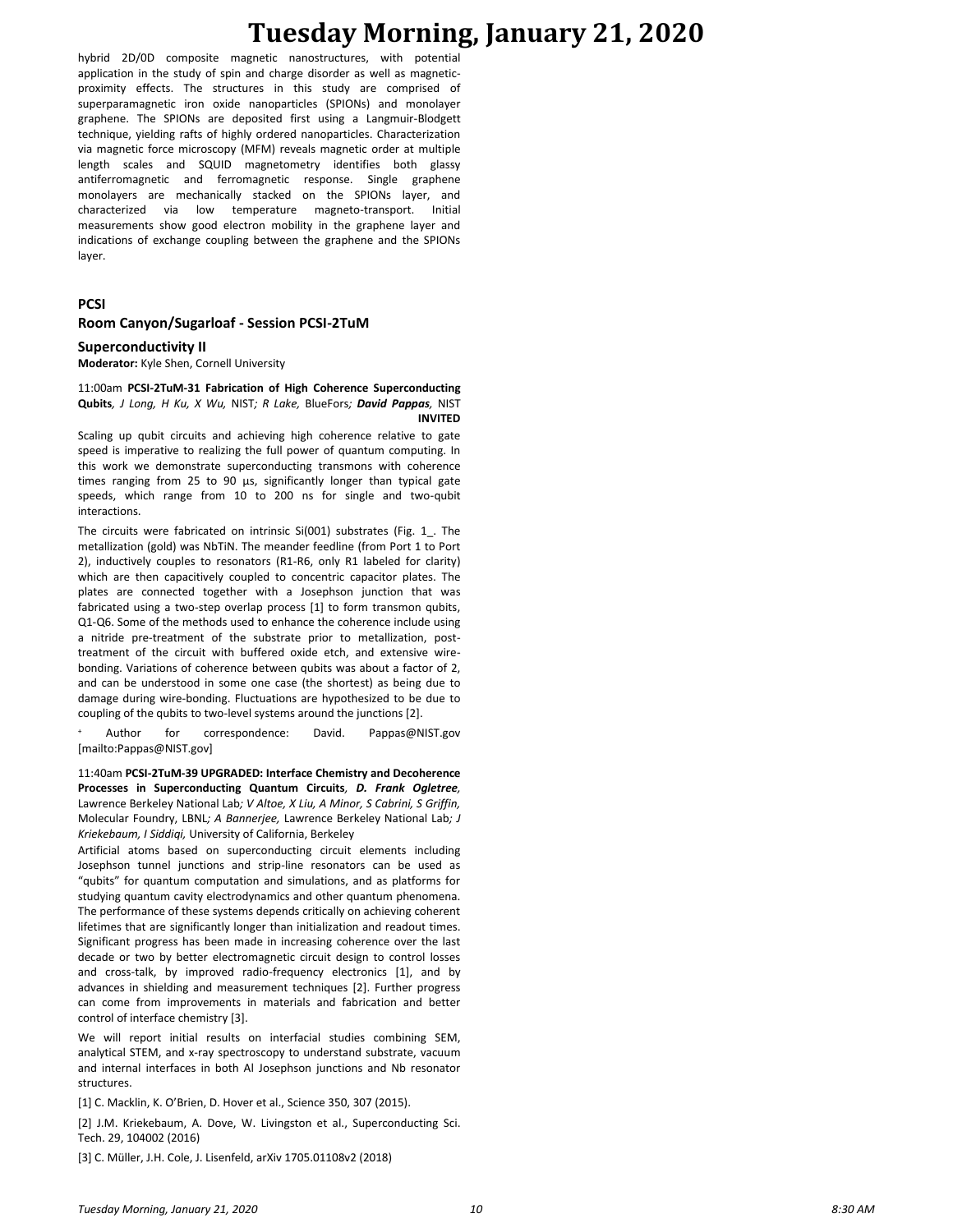hybrid 2D/0D composite magnetic nanostructures, with potential application in the study of spin and charge disorder as well as magnetic-proximity effects. The structures in this study are comprised of superparamagnetic iron oxide nanoparticles (SPIONs) and monolayer graphene. The SPIONs are deposited first using a Langmuir-Blodgett technique, yielding rafts of highly ordered nanoparticles. Characterization via magnetic force microscopy (MFM) reveals magnetic order at multiple length scales and SQUID magnetometry identifies both glassy antiferromagnetic and ferromagnetic response. Single graphene monolayers are mechanically stacked on the SPIONs layer, and characterized via low temperature magneto-transport. Initial measurements show good electron mobility in the graphene layer and indications of exchange coupling between the graphene and the SPIONs layer.

**PCSI**

## Room Canyon/Sugarloaf - Session PCSI-2TuM

### Superconductivity II

**Moderator:** Kyle Shen, Cornell University

11:00am **PCSI-2TuM-31 Fabrication of High Coherence Superconducting Qubits**, *J Long, H Ku, X Wu,* NIST*; R Lake,* BlueFors*; **David Pappas**,* NIST **INVITED**

Scaling up qubit circuits and achieving high coherence relative to gate speed is imperative to realizing the full power of quantum computing. In this work we demonstrate superconducting transmons with coherence times ranging from 25 to 90 µs, significantly longer than typical gate speeds, which range from 10 to 200 ns for single and two-qubit interactions.

The circuits were fabricated on intrinsic Si(001) substrates (Fig. 1_. The metallization (gold) was NbTiN. The meander feedline (from Port 1 to Port 2), inductively couples to resonators (R1-R6, only R1 labeled for clarity) which are then capacitively coupled to concentric capacitor plates. The plates are connected together with a Josephson junction that was fabricated using a two-step overlap process [1] to form transmon qubits, Q1-Q6. Some of the methods used to enhance the coherence include using a nitride pre-treatment of the substrate prior to metallization, post-treatment of the circuit with buffered oxide etch, and extensive wire-bonding. Variations of coherence between qubits was about a factor of 2, and can be understood in some one case (the shortest) as being due to damage during wire-bonding. Fluctuations are hypothesized to be due to coupling of the qubits to two-level systems around the junctions [2].

[+] Author for correspondence: David. Pappas@NIST.gov [mailto:Pappas@NIST.gov]

11:40am **PCSI-2TuM-39 UPGRADED: Interface Chemistry and Decoherence Processes in Superconducting Quantum Circuits**, ***D. Frank Ogletree***, Lawrence Berkeley National Lab*; V Altoe, X Liu, A Minor, S Cabrini, S Griffin,* Molecular Foundry, LBNL*; A Bannerjee,* Lawrence Berkeley National Lab*; J Kriekebaum, I Siddiqi,* University of California, Berkeley

Artificial atoms based on superconducting circuit elements including Josephson tunnel junctions and strip-line resonators can be used as "qubits" for quantum computation and simulations, and as platforms for studying quantum cavity electrodynamics and other quantum phenomena. The performance of these systems depends critically on achieving coherent lifetimes that are significantly longer than initialization and readout times. Significant progress has been made in increasing coherence over the last decade or two by better electromagnetic circuit design to control losses and cross-talk, by improved radio-frequency electronics [1], and by advances in shielding and measurement techniques [2]. Further progress can come from improvements in materials and fabrication and better control of interface chemistry [3].

We will report initial results on interfacial studies combining SEM, analytical STEM, and x-ray spectroscopy to understand substrate, vacuum and internal interfaces in both Al Josephson junctions and Nb resonator structures.

[1] C. Macklin, K. O'Brien, D. Hover et al., Science 350, 307 (2015).

[2] J.M. Kriekebaum, A. Dove, W. Livingston et al., Superconducting Sci. Tech. 29, 104002 (2016)

[3] C. Müller, J.H. Cole, J. Lisenfeld, arXiv 1705.01108v2 (2018)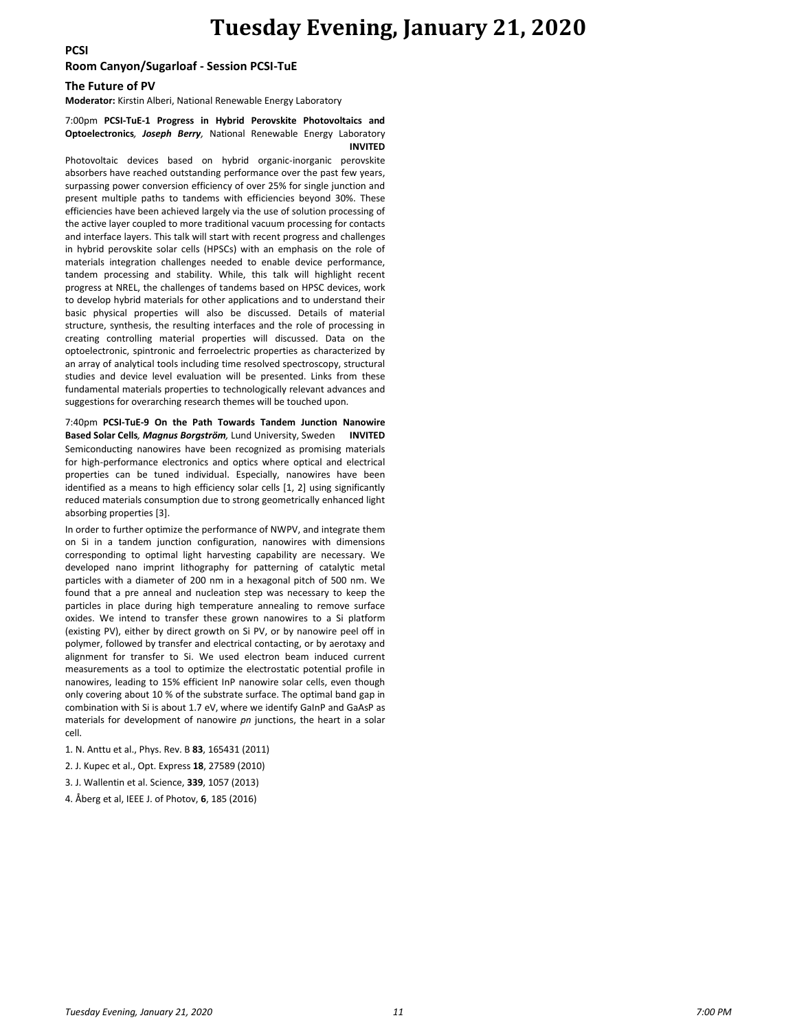# Tuesday Evening, January 21, 2020

**PCSI**

## Room Canyon/Sugarloaf - Session PCSI-TuE

### The Future of PV

**Moderator:** Kirstin Alberi, National Renewable Energy Laboratory

7:00pm **PCSI-TuE-1 Progress in Hybrid Perovskite Photovoltaics and Optoelectronics**, ***Joseph Berry***, National Renewable Energy Laboratory **INVITED**

Photovoltaic devices based on hybrid organic-inorganic perovskite absorbers have reached outstanding performance over the past few years, surpassing power conversion efficiency of over 25% for single junction and present multiple paths to tandems with efficiencies beyond 30%. These efficiencies have been achieved largely via the use of solution processing of the active layer coupled to more traditional vacuum processing for contacts and interface layers. This talk will start with recent progress and challenges in hybrid perovskite solar cells (HPSCs) with an emphasis on the role of materials integration challenges needed to enable device performance, tandem processing and stability. While, this talk will highlight recent progress at NREL, the challenges of tandems based on HPSC devices, work to develop hybrid materials for other applications and to understand their basic physical properties will also be discussed. Details of material structure, synthesis, the resulting interfaces and the role of processing in creating controlling material properties will discussed. Data on the optoelectronic, spintronic and ferroelectric properties as characterized by an array of analytical tools including time resolved spectroscopy, structural studies and device level evaluation will be presented. Links from these fundamental materials properties to technologically relevant advances and suggestions for overarching research themes will be touched upon.

7:40pm **PCSI-TuE-9 On the Path Towards Tandem Junction Nanowire Based Solar Cells**, ***Magnus Borgström***, Lund University, Sweden **INVITED**

Semiconducting nanowires have been recognized as promising materials for high-performance electronics and optics where optical and electrical properties can be tuned individual. Especially, nanowires have been identified as a means to high efficiency solar cells [1, 2] using significantly reduced materials consumption due to strong geometrically enhanced light absorbing properties [3].

In order to further optimize the performance of NWPV, and integrate them on Si in a tandem junction configuration, nanowires with dimensions corresponding to optimal light harvesting capability are necessary. We developed nano imprint lithography for patterning of catalytic metal particles with a diameter of 200 nm in a hexagonal pitch of 500 nm. We found that a pre anneal and nucleation step was necessary to keep the particles in place during high temperature annealing to remove surface oxides. We intend to transfer these grown nanowires to a Si platform (existing PV), either by direct growth on Si PV, or by nanowire peel off in polymer, followed by transfer and electrical contacting, or by aerotaxy and alignment for transfer to Si. We used electron beam induced current measurements as a tool to optimize the electrostatic potential profile in nanowires, leading to 15% efficient InP nanowire solar cells, even though only covering about 10 % of the substrate surface. The optimal band gap in combination with Si is about 1.7 eV, where we identify GaInP and GaAsP as materials for development of nanowire *pn* junctions, the heart in a solar cell.

1. N. Anttu et al., Phys. Rev. B **83**, 165431 (2011)
2. J. Kupec et al., Opt. Express **18**, 27589 (2010)
3. J. Wallentin et al. Science, **339**, 1057 (2013)
4. Åberg et al, IEEE J. of Photov, **6**, 185 (2016)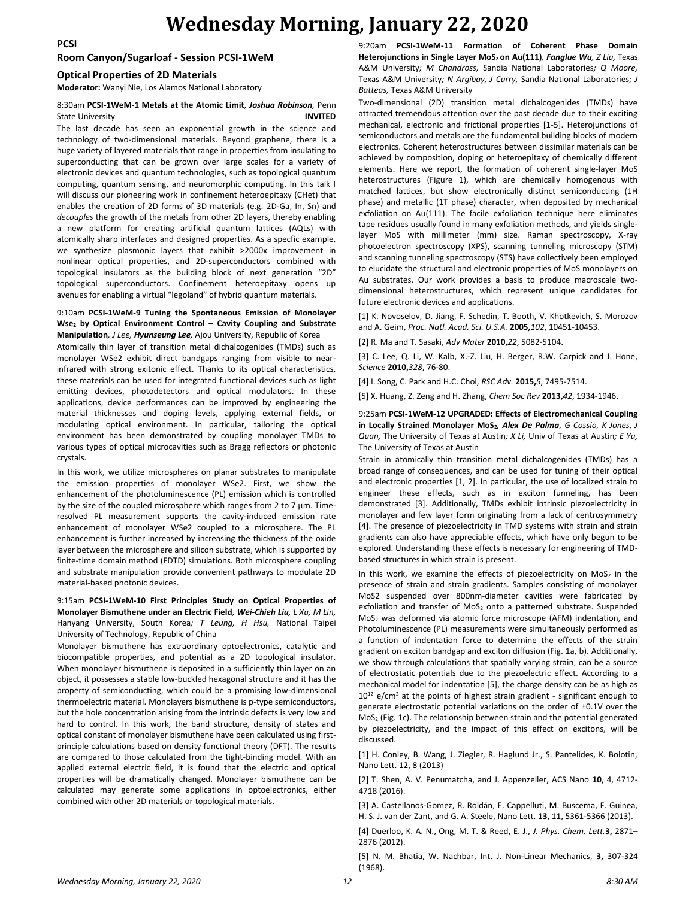# Wednesday Morning, January 22, 2020

## PCSI

## Room Canyon/Sugarloaf - Session PCSI-1WeM

### Optical Properties of 2D Materials

**Moderator:** Wanyi Nie, Los Alamos National Laboratory

8:30am **PCSI-1WeM-1 Metals at the Atomic Limit**, ***Joshua Robinson***, Penn State University **INVITED**

The last decade has seen an exponential growth in the science and technology of two-dimensional materials. Beyond graphene, there is a huge variety of layered materials that range in properties from insulating to superconducting that can be grown over large scales for a variety of electronic devices and quantum technologies, such as topological quantum computing, quantum sensing, and neuromorphic computing. In this talk I will discuss our pioneering work in confinement heteroepitaxy (CHet) that enables the creation of 2D forms of 3D materials (e.g. 2D-Ga, In, Sn) and *decouples* the growth of the metals from other 2D layers, thereby enabling a new platform for creating artificial quantum lattices (AQLs) with atomically sharp interfaces and designed properties. As a specfic example, we synthesize plasmonic layers that exhibit >2000x improvement in nonlinear optical properties, and 2D-superconductors combined with topological insulators as the building block of next generation "2D" topological superconductors. Confinement heteroepitaxy opens up avenues for enabling a virtual "legoland" of hybrid quantum materials.

9:10am **PCSI-1WeM-9 Tuning the Spontaneous Emission of Monolayer Wse$_2$ by Optical Environment Control – Cavity Coupling and Substrate Manipulation**, *J Lee, **Hyunseung Lee***, Ajou University, Republic of Korea

Atomically thin layer of transition metal dichalcogenides (TMDs) such as monolayer WSe2 exhibit direct bandgaps ranging from visible to near-infrared with strong exitonic effect. Thanks to its optical characteristics, these materials can be used for integrated functional devices such as light emitting devices, photodetectors and optical modulators. In these applications, device performances can be improved by engineering the material thicknesses and doping levels, applying external fields, or modulating optical environment. In particular, tailoring the optical environment has been demonstrated by coupling monolayer TMDs to various types of optical microcavities such as Bragg reflectors or photonic crystals.

In this work, we utilize microspheres on planar substrates to manipulate the emission properties of monolayer WSe2. First, we show the enhancement of the photoluminescence (PL) emission which is controlled by the size of the coupled microsphere which ranges from 2 to 7 µm. Time-resolved PL measurement supports the cavity-induced emission rate enhancement of monolayer WSe2 coupled to a microsphere. The PL enhancement is further increased by increasing the thickness of the oxide layer between the microsphere and silicon substrate, which is supported by finite-time domain method (FDTD) simulations. Both microsphere coupling and substrate manipulation provide convenient pathways to modulate 2D material-based photonic devices.

9:15am **PCSI-1WeM-10 First Principles Study on Optical Properties of Monolayer Bismuthene under an Electric Field**, ***Wei-Chieh Liu***, *L Xu, M Lin,* Hanyang University, South Korea*; T Leung, H Hsu,* National Taipei University of Technology, Republic of China

Monolayer bismuthene has extraordinary optoelectronics, catalytic and biocompatible properties, and potential as a 2D topological insulator. When monolayer bismuthene is deposited in a sufficiently thin layer on an object, it possesses a stable low-buckled hexagonal structure and it has the property of semiconducting, which could be a promising low-dimensional thermoelectric material. Monolayers bismuthene is p-type semiconductors, but the hole concentration arising from the intrinsic defects is very low and hard to control. In this work, the band structure, density of states and optical constant of monolayer bismuthene have been calculated using first-principle calculations based on density functional theory (DFT). The results are compared to those calculated from the tight-binding model. With an applied external electric field, it is found that the electric and optical properties will be dramatically changed. Monolayer bismuthene can be calculated may generate some applications in optoelectronics, either combined with other 2D materials or topological materials.

9:20am **PCSI-1WeM-11 Formation of Coherent Phase Domain Heterojunctions in Single Layer MoS$_2$ on Au(111)**, ***Fanglue Wu***, *Z Liu,* Texas A&M University*; M Chandross,* Sandia National Laboratories*; Q Moore,* Texas A&M University*; N Argibay, J Curry,* Sandia National Laboratories*; J Batteas,* Texas A&M University

Two-dimensional (2D) transition metal dichalcogenides (TMDs) have attracted tremendous attention over the past decade due to their exciting mechanical, electronic and frictional properties [1-5]. Heterojunctions of semiconductors and metals are the fundamental building blocks of modern electronics. Coherent heterostructures between dissimilar materials can be achieved by composition, doping or heteroepitaxy of chemically different elements. Here we report, the formation of coherent single-layer MoS heterostructures (Figure 1), which are chemically homogenous with matched lattices, but show electronically distinct semiconducting (1H phase) and metallic (1T phase) character, when deposited by mechanical exfoliation on Au(111). The facile exfoliation technique here eliminates tape residues usually found in many exfoliation methods, and yields single-layer MoS with millimeter (mm) size. Raman spectroscopy, X-ray photoelectron spectroscopy (XPS), scanning tunneling microscopy (STM) and scanning tunneling spectroscopy (STS) have collectively been employed to elucidate the structural and electronic properties of MoS monolayers on Au substrates. Our work provides a basis to produce macroscale two-dimensional heterostructures, which represent unique candidates for future electronic devices and applications.

[1] K. Novoselov, D. Jiang, F. Schedin, T. Booth, V. Khotkevich, S. Morozov and A. Geim, *Proc. Natl. Acad. Sci. U.S.A.* **2005,***102*, 10451-10453.

[2] R. Ma and T. Sasaki, *Adv Mater* **2010,***22*, 5082-5104.

[3] C. Lee, Q. Li, W. Kalb, X.-Z. Liu, H. Berger, R.W. Carpick and J. Hone, *Science* **2010,***328*, 76-80.

[4] I. Song, C. Park and H.C. Choi, *RSC Adv.* **2015,***5*, 7495-7514.

[5] X. Huang, Z. Zeng and H. Zhang, *Chem Soc Rev* **2013,***42*, 1934-1946.

9:25am **PCSI-1WeM-12 UPGRADED: Effects of Electromechanical Coupling in Locally Strained Monolayer MoS$_2$**, ***Alex De Palma***, *G Cossio, K Jones, J Quan,* The University of Texas at Austin*; X Li,* Univ of Texas at Austin*; E Yu,* The University of Texas at Austin

Strain in atomically thin transition metal dichalcogenides (TMDs) has a broad range of consequences, and can be used for tuning of their optical and electronic properties [1, 2]. In particular, the use of localized strain to engineer these effects, such as in exciton funneling, has been demonstrated [3]. Additionally, TMDs exhibit intrinsic piezoelectricity in monolayer and few layer form originating from a lack of centrosymmetry [4]. The presence of piezoelectricity in TMD systems with strain and strain gradients can also have appreciable effects, which have only begun to be explored. Understanding these effects is necessary for engineering of TMD-based structures in which strain is present.

In this work, we examine the effects of piezoelectricity on MoS$_2$ in the presence of strain and strain gradients. Samples consisting of monolayer MoS2 suspended over 800nm-diameter cavities were fabricated by exfoliation and transfer of MoS$_2$ onto a patterned substrate. Suspended MoS$_2$ was deformed via atomic force microscope (AFM) indentation, and Photoluminescence (PL) measurements were simultaneously performed as a function of indentation force to determine the effects of the strain gradient on exciton bandgap and exciton diffusion (Fig. 1a, b). Additionally, we show through calculations that spatially varying strain, can be a source of electrostatic potentials due to the piezoelectric effect. According to a mechanical model for indentation [5], the charge density can be as high as $10^{12}$ e/cm$^2$ at the points of highest strain gradient - significant enough to generate electrostatic potential variations on the order of ±0.1V over the MoS$_2$ (Fig. 1c). The relationship between strain and the potential generated by piezoelectricity, and the impact of this effect on excitons, will be discussed.

[1] H. Conley, B. Wang, J. Ziegler, R. Haglund Jr., S. Pantelides, K. Bolotin, Nano Lett. 12, 8 (2013)

[2] T. Shen, A. V. Penumatcha, and J. Appenzeller, ACS Nano **10**, 4, 4712-4718 (2016).

[3] A. Castellanos-Gomez, R. Roldán, E. Cappelluti, M. Buscema, F. Guinea, H. S. J. van der Zant, and G. A. Steele, Nano Lett. **13**, 11, 5361-5366 (2013).

[4] Duerloo, K. A. N., Ong, M. T. & Reed, E. J., *J. Phys. Chem. Lett.***3,** 2871–2876 (2012).

[5] N. M. Bhatia, W. Nachbar, Int. J. Non-Linear Mechanics, **3,** 307-324 (1968).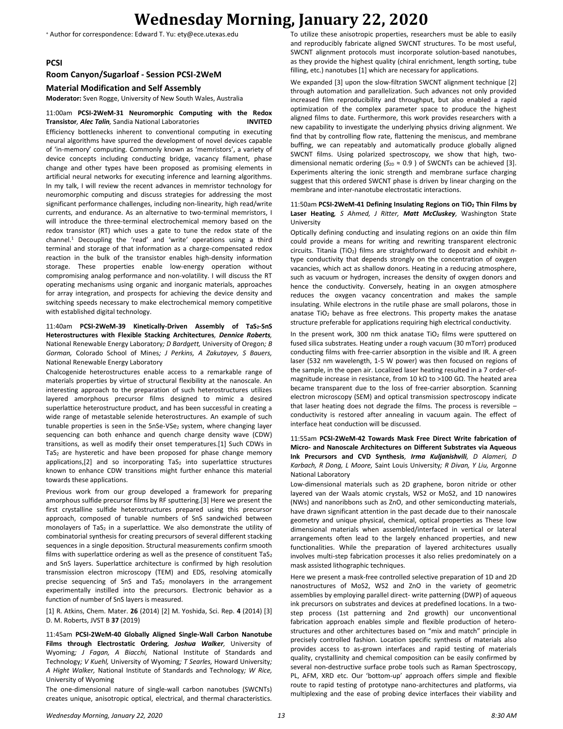+ Author for correspondence: Edward T. Yu: ety@ece.utexas.edu

## PCSI

### Room Canyon/Sugarloaf - Session PCSI-2WeM

### Material Modification and Self Assembly

**Moderator:** Sven Rogge, University of New South Wales, Australia

11:00am **PCSI-2WeM-31 Neuromorphic Computing with the Redox Transistor**, ***Alec Talin***, Sandia National Laboratories **INVITED**

Efficiency bottlenecks inherent to conventional computing in executing neural algorithms have spurred the development of novel devices capable of 'in-memory' computing. Commonly known as 'memristors', a variety of device concepts including conducting bridge, vacancy filament, phase change and other types have been proposed as promising elements in artificial neural networks for executing inference and learning algorithms. In my talk, I will review the recent advances in memristor technology for neuromorphic computing and discuss strategies for addressing the most significant performance challenges, including non-linearity, high read/write currents, and endurance. As an alternative to two-terminal memristors, I will introduce the three-terminal electrochemical memory based on the redox transistor (RT) which uses a gate to tune the redox state of the channel.[1] Decoupling the 'read' and 'write' operations using a third terminal and storage of that information as a charge-compensated redox reaction in the bulk of the transistor enables high-density information storage. These properties enable low-energy operation without compromising analog performance and non-volatility. I will discuss the RT operating mechanisms using organic and inorganic materials, approaches for array integration, and prospects for achieving the device density and switching speeds necessary to make electrochemical memory competitive with established digital technology.

11:40am **PCSI-2WeM-39 Kinetically-Driven Assembly of $TaS_2$-SnS Heterostructures with Flexible Stacking Architectures**, ***Dennice Roberts***, National Renewable Energy Laboratory*; D Bardgett,* University of Oregon*; B Gorman,* Colorado School of Mines*; J Perkins, A Zakutayev, S Bauers,* National Renewable Energy Laboratory

Chalcogenide heterostructures enable access to a remarkable range of materials properties by virtue of structural flexibility at the nanoscale. An interesting approach to the preparation of such heterostructures utilizes layered amorphous precursor films designed to mimic a desired superlattice heterostructure product, and has been successful in creating a wide range of metastable selenide heterostructures. An example of such tunable properties is seen in the SnSe-$VSe_2$ system, where changing layer sequencing can both enhance and quench charge density wave (CDW) transitions, as well as modify their onset temperatures.[1] Such CDWs in $TaS_2$ are hysteretic and have been proposed for phase change memory applications,[2] and so incorporating $TaS_2$ into superlattice structures known to enhance CDW transitions might further enhance this material towards these applications.

Previous work from our group developed a framework for preparing amorphous sulfide precursor films by RF sputtering.[3] Here we present the first crystalline sulfide heterostructures prepared using this precursor approach, composed of tunable numbers of SnS sandwiched between monolayers of $TaS_2$ in a superlattice. We also demonstrate the utility of combinatorial synthesis for creating precursors of several different stacking sequences in a single deposition. Structural measurements confirm smooth films with superlattice ordering as well as the presence of constituent $TaS_2$ and SnS layers. Superlattice architecture is confirmed by high resolution transmission electron microscopy (TEM) and EDS, resolving atomically precise sequencing of SnS and $TaS_2$ monolayers in the arrangement experimentally instilled into the precursors. Electronic behavior as a function of number of SnS layers is measured.

[1] R. Atkins, Chem. Mater. **26** (2014) [2] M. Yoshida, Sci. Rep. **4** (2014) [3] D. M. Roberts, JVST B **37** (2019)

11:45am **PCSI-2WeM-40 Globally Aligned Single-Wall Carbon Nanotube Films through Electrostatic Ordering**, ***Joshua Walker***, University of Wyoming*; J Fagan, A Biacchi,* National Institute of Standards and Technology*; V Kuehl,* University of Wyoming*; T Searles,* Howard University*; A Hight Walker,* National Institute of Standards and Technology*; W Rice,* University of Wyoming

The one-dimensional nature of single-wall carbon nanotubes (SWCNTs) creates unique, anisotropic optical, electrical, and thermal characteristics. To utilize these anisotropic properties, researchers must be able to easily and reproducibly fabricate aligned SWCNT structures. To be most useful, SWCNT alignment protocols must incorporate solution-based nanotubes, as they provide the highest quality (chiral enrichment, length sorting, tube filling, etc.) nanotubes [1] which are necessary for applications.

We expanded [3] upon the slow-filtration SWCNT alignment technique [2] through automation and parallelization. Such advances not only provided increased film reproducibility and throughput, but also enabled a rapid optimization of the complex parameter space to produce the highest aligned films to date. Furthermore, this work provides researchers with a new capability to investigate the underlying physics driving alignment. We find that by controlling flow rate, flattening the meniscus, and membrane buffing, we can repeatably and automatically produce globally aligned SWCNT films. Using polarized spectroscopy, we show that high, two-dimensional nematic ordering ($S_{2D} \approx 0.9$ ) of SWCNTs can be achieved [3]. Experiments altering the ionic strength and membrane surface charging suggest that this ordered SWCNT phase is driven by linear charging on the membrane and inter-nanotube electrostatic interactions.

11:50am **PCSI-2WeM-41 Defining Insulating Regions on $TiO_2$ Thin Films by Laser Heating**, *S Ahmed, J Ritter,* ***Matt McCluskey***, Washington State University

Optically defining conducting and insulating regions on an oxide thin film could provide a means for writing and rewriting transparent electronic circuits. Titania ($TiO_2$) films are straightforward to deposit and exhibit *n*-type conductivity that depends strongly on the concentration of oxygen vacancies, which act as shallow donors. Heating in a reducing atmosphere, such as vacuum or hydrogen, increases the density of oxygen donors and hence the conductivity. Conversely, heating in an oxygen atmosphere reduces the oxygen vacancy concentration and makes the sample insulating. While electrons in the rutile phase are small polarons, those in anatase $TiO_2$ behave as free electrons. This property makes the anatase structure preferable for applications requiring high electrical conductivity.

In the present work, 300 nm thick anatase $TiO_2$ films were sputtered on fused silica substrates. Heating under a rough vacuum (30 mTorr) produced conducting films with free-carrier absorption in the visible and IR. A green laser (532 nm wavelength, 1-5 W power) was then focused on regions of the sample, in the open air. Localized laser heating resulted in a 7 order-of-magnitude increase in resistance, from 10 kΩ to >100 GΩ. The heated area became transparent due to the loss of free-carrier absorption. Scanning electron microscopy (SEM) and optical transmission spectroscopy indicate that laser heating does not degrade the films. The process is reversible – conductivity is restored after annealing in vacuum again. The effect of interface heat conduction will be discussed.

11:55am **PCSI-2WeM-42 Towards Mask Free Direct Write fabrication of Micro- and Nanoscale Architectures on Different Substrates via Aqueous Ink Precursors and CVD Synthesis**, ***Irma Kuljanishvili***, *D Alameri, D Karbach, R Dong, L Moore,* Saint Louis University*; R Divan, Y Liu,* Argonne National Laboratory

Low-dimensional materials such as 2D graphene, boron nitride or other layered van der Waals atomic crystals, WS2 or MoS2, and 1D nanowires (NWs) and nanoribbons such as ZnO, and other semiconducting materials, have drawn significant attention in the past decade due to their nanoscale geometry and unique physical, chemical, optical properties as These low dimensional materials when assembled/interfaced in vertical or lateral arrangements often lead to the largely enhanced properties, and new functionalities. While the preparation of layered architectures usually involves multi-step fabrication processes it also relies predominately on a mask assisted lithographic techniques.

Here we present a mask-free controlled selective preparation of 1D and 2D nanostructures of MoS2, WS2 and ZnO in the variety of geometric assemblies by employing parallel direct- write patterning (DWP) of aqueous ink precursors on substrates and devices at predefined locations. In a two-step process (1st patterning and 2nd growth) our unconventional fabrication approach enables simple and flexible production of hetero-structures and other architectures based on "mix and match" principle in precisely controlled fashion. Location specific synthesis of materials also provides access to as-grown interfaces and rapid testing of materials quality, crystallinity and chemical composition can be easily confirmed by several non-destructive surface probe tools such as Raman Spectroscopy, PL, AFM, XRD etc. Our 'bottom-up' approach offers simple and flexible route to rapid testing of prototype nano-architectures and platforms, via multiplexing and the ease of probing device interfaces their viability and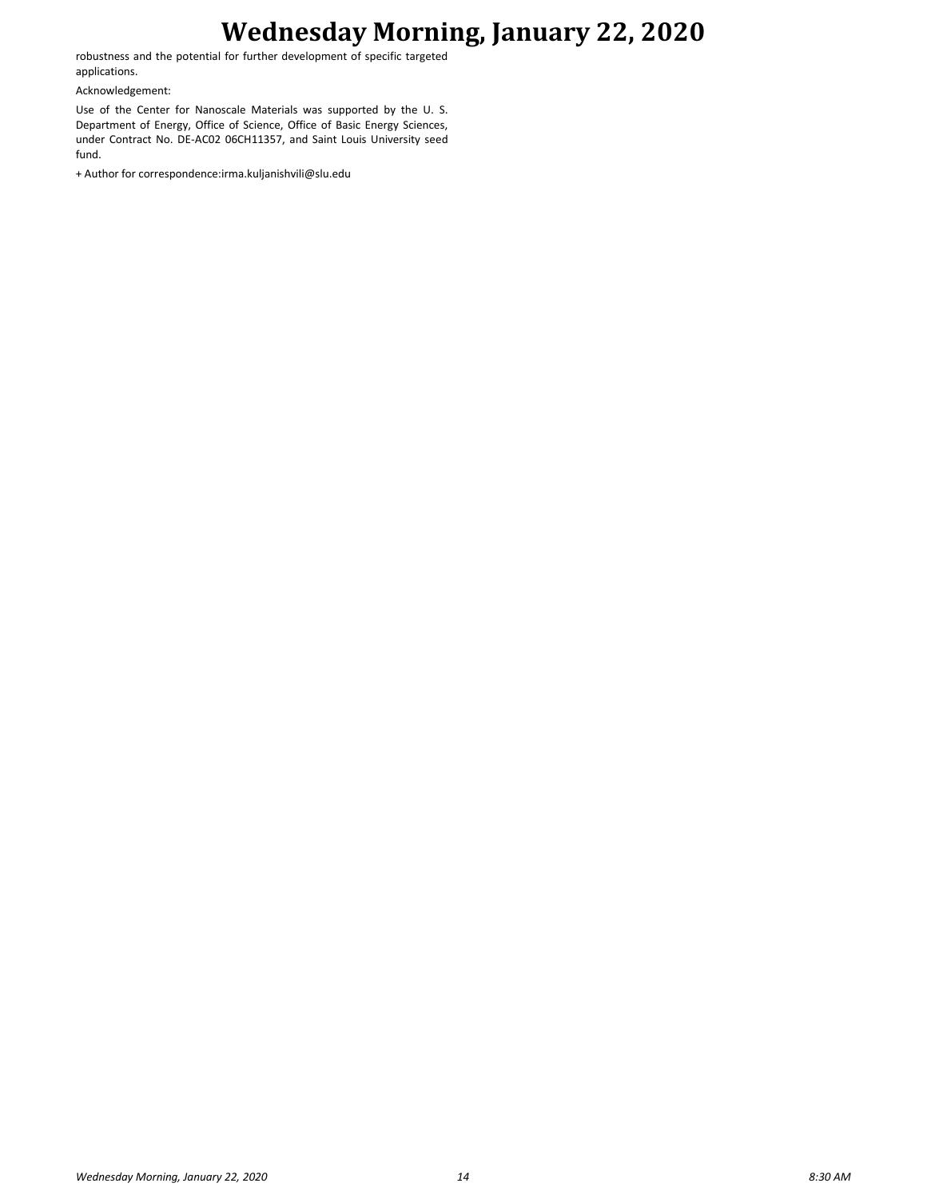robustness and the potential for further development of specific targeted applications.

Acknowledgement:

Use of the Center for Nanoscale Materials was supported by the U. S. Department of Energy, Office of Science, Office of Basic Energy Sciences, under Contract No. DE-AC02 06CH11357, and Saint Louis University seed fund.

+ Author for correspondence:irma.kuljanishvili@slu.edu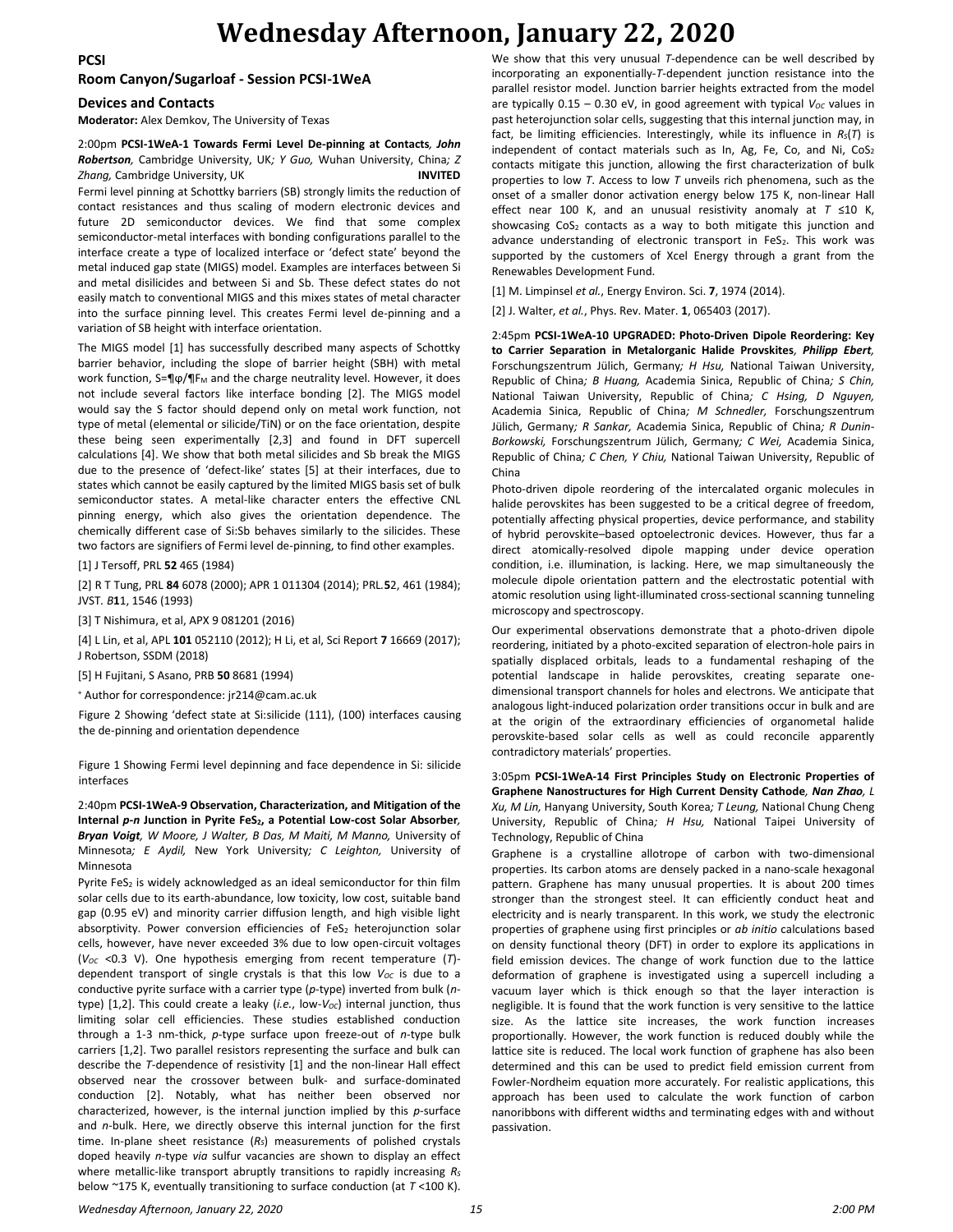# Wednesday Afternoon, January 22, 2020

## PCSI

### Room Canyon/Sugarloaf - Session PCSI-1WeA

### Devices and Contacts

**Moderator:** Alex Demkov, The University of Texas

2:00pm **PCSI-1WeA-1 Towards Fermi Level De-pinning at Contacts**, ***John Robertson***, Cambridge University, UK; *Y Guo,* Wuhan University, China; *Z Zhang,* Cambridge University, UK **INVITED**

Fermi level pinning at Schottky barriers (SB) strongly limits the reduction of contact resistances and thus scaling of modern electronic devices and future 2D semiconductor devices. We find that some complex semiconductor-metal interfaces with bonding configurations parallel to the interface create a type of localized interface or 'defect state' beyond the metal induced gap state (MIGS) model. Examples are interfaces between Si and metal disilicides and between Si and Sb. These defect states do not easily match to conventional MIGS and this mixes states of metal character into the surface pinning level. This creates Fermi level de-pinning and a variation of SB height with interface orientation.

The MIGS model [1] has successfully described many aspects of Schottky barrier behavior, including the slope of barrier height (SBH) with metal work function, S=¶φ/¶F$_M$ and the charge neutrality level. However, it does not include several factors like interface bonding [2]. The MIGS model would say the S factor should depend only on metal work function, not type of metal (elemental or silicide/TiN) or on the face orientation, despite these being seen experimentally [2,3] and found in DFT supercell calculations [4]. We show that both metal silicides and Sb break the MIGS due to the presence of 'defect-like' states [5] at their interfaces, due to states which cannot be easily captured by the limited MIGS basis set of bulk semiconductor states. A metal-like character enters the effective CNL pinning energy, which also gives the orientation dependence. The chemically different case of Si:Sb behaves similarly to the silicides. These two factors are signifiers of Fermi level de-pinning, to find other examples.

[1] J Tersoff, PRL **52** 465 (1984)

[2] R T Tung, PRL **84** 6078 (2000); APR 1 011304 (2014); PRL.**5**2, 461 (1984); JVST. *B***1**1, 1546 (1993)

[3] T Nishimura, et al, APX 9 081201 (2016)

[4] L Lin, et al, APL **101** 052110 (2012); H Li, et al, Sci Report **7** 16669 (2017); J Robertson, SSDM (2018)

[5] H Fujitani, S Asano, PRB **50** 8681 (1994)

+ Author for correspondence: jr214@cam.ac.uk

Figure 2 Showing 'defect state at Si:silicide (111), (100) interfaces causing the de-pinning and orientation dependence

Figure 1 Showing Fermi level depinning and face dependence in Si: silicide interfaces

2:40pm **PCSI-1WeA-9 Observation, Characterization, and Mitigation of the Internal *p-n* Junction in Pyrite $FeS_2$, a Potential Low-cost Solar Absorber**, ***Bryan Voigt***, *W Moore, J Walter, B Das, M Maiti, M Manno,* University of Minnesota; *E Aydil,* New York University; *C Leighton,* University of Minnesota

Pyrite $FeS_2$ is widely acknowledged as an ideal semiconductor for thin film solar cells due to its earth-abundance, low toxicity, low cost, suitable band gap (0.95 eV) and minority carrier diffusion length, and high visible light absorptivity. Power conversion efficiencies of $FeS_2$ heterojunction solar cells, however, have never exceeded 3% due to low open-circuit voltages ($V_{OC}$ <0.3 V). One hypothesis emerging from recent temperature ($T$)-dependent transport of single crystals is that this low $V_{OC}$ is due to a conductive pyrite surface with a carrier type (*p*-type) inverted from bulk (*n*-type) [1,2]. This could create a leaky (*i.e.*, low-$V_{OC}$) internal junction, thus limiting solar cell efficiencies. These studies established conduction through a 1-3 nm-thick, *p*-type surface upon freeze-out of *n*-type bulk carriers [1,2]. Two parallel resistors representing the surface and bulk can describe the $T$-dependence of resistivity [1] and the non-linear Hall effect observed near the crossover between bulk- and surface-dominated conduction [2]. Notably, what has neither been observed nor characterized, however, is the internal junction implied by this *p*-surface and *n*-bulk. Here, we directly observe this internal junction for the first time. In-plane sheet resistance ($R_S$) measurements of polished crystals doped heavily *n*-type *via* sulfur vacancies are shown to display an effect where metallic-like transport abruptly transitions to rapidly increasing $R_S$ below ~175 K, eventually transitioning to surface conduction (at $T$ <100 K). We show that this very unusual $T$-dependence can be well described by incorporating an exponentially-$T$-dependent junction resistance into the parallel resistor model. Junction barrier heights extracted from the model are typically 0.15 – 0.30 eV, in good agreement with typical $V_{OC}$ values in past heterojunction solar cells, suggesting that this internal junction may, in fact, be limiting efficiencies. Interestingly, while its influence in $R_S(T)$ is independent of contact materials such as In, Ag, Fe, Co, and Ni, $CoS_2$ contacts mitigate this junction, allowing the first characterization of bulk properties to low $T$. Access to low $T$ unveils rich phenomena, such as the onset of a smaller donor activation energy below 175 K, non-linear Hall effect near 100 K, and an unusual resistivity anomaly at $T$ ≤10 K, showcasing $CoS_2$ contacts as a way to both mitigate this junction and advance understanding of electronic transport in $FeS_2$. This work was supported by the customers of Xcel Energy through a grant from the Renewables Development Fund.

[1] M. Limpinsel *et al.*, Energy Environ. Sci. **7**, 1974 (2014).

[2] J. Walter, *et al.*, Phys. Rev. Mater. **1**, 065403 (2017).

2:45pm **PCSI-1WeA-10 UPGRADED: Photo-Driven Dipole Reordering: Key to Carrier Separation in Metalorganic Halide Provskites**, ***Philipp Ebert***, Forschungszentrum Jülich, Germany; *H Hsu,* National Taiwan University, Republic of China; *B Huang,* Academia Sinica, Republic of China; *S Chin,* National Taiwan University, Republic of China; *C Hsing, D Nguyen,* Academia Sinica, Republic of China; *M Schnedler,* Forschungszentrum Jülich, Germany; *R Sankar,* Academia Sinica, Republic of China; *R Dunin-Borkowski,* Forschungszentrum Jülich, Germany; *C Wei,* Academia Sinica, Republic of China; *C Chen, Y Chiu,* National Taiwan University, Republic of China

Photo-driven dipole reordering of the intercalated organic molecules in halide perovskites has been suggested to be a critical degree of freedom, potentially affecting physical properties, device performance, and stability of hybrid perovskite–based optoelectronic devices. However, thus far a direct atomically-resolved dipole mapping under device operation condition, i.e. illumination, is lacking. Here, we map simultaneously the molecule dipole orientation pattern and the electrostatic potential with atomic resolution using light-illuminated cross-sectional scanning tunneling microscopy and spectroscopy.

Our experimental observations demonstrate that a photo-driven dipole reordering, initiated by a photo-excited separation of electron-hole pairs in spatially displaced orbitals, leads to a fundamental reshaping of the potential landscape in halide perovskites, creating separate one-dimensional transport channels for holes and electrons. We anticipate that analogous light-induced polarization order transitions occur in bulk and are at the origin of the extraordinary efficiencies of organometal halide perovskite-based solar cells as well as could reconcile apparently contradictory materials' properties.

3:05pm **PCSI-1WeA-14 First Principles Study on Electronic Properties of Graphene Nanostructures for High Current Density Cathode**, ***Nan Zhao***, *L Xu, M Lin,* Hanyang University, South Korea; *T Leung,* National Chung Cheng University, Republic of China; *H Hsu,* National Taipei University of Technology, Republic of China

Graphene is a crystalline allotrope of carbon with two-dimensional properties. Its carbon atoms are densely packed in a nano-scale hexagonal pattern. Graphene has many unusual properties. It is about 200 times stronger than the strongest steel. It can efficiently conduct heat and electricity and is nearly transparent. In this work, we study the electronic properties of graphene using first principles or *ab initio* calculations based on density functional theory (DFT) in order to explore its applications in field emission devices. The change of work function due to the lattice deformation of graphene is investigated using a supercell including a vacuum layer which is thick enough so that the layer interaction is negligible. It is found that the work function is very sensitive to the lattice size. As the lattice site increases, the work function increases proportionally. However, the work function is reduced doubly while the lattice site is reduced. The local work function of graphene has also been determined and this can be used to predict field emission current from Fowler-Nordheim equation more accurately. For realistic applications, this approach has been used to calculate the work function of carbon nanoribbons with different widths and terminating edges with and without passivation.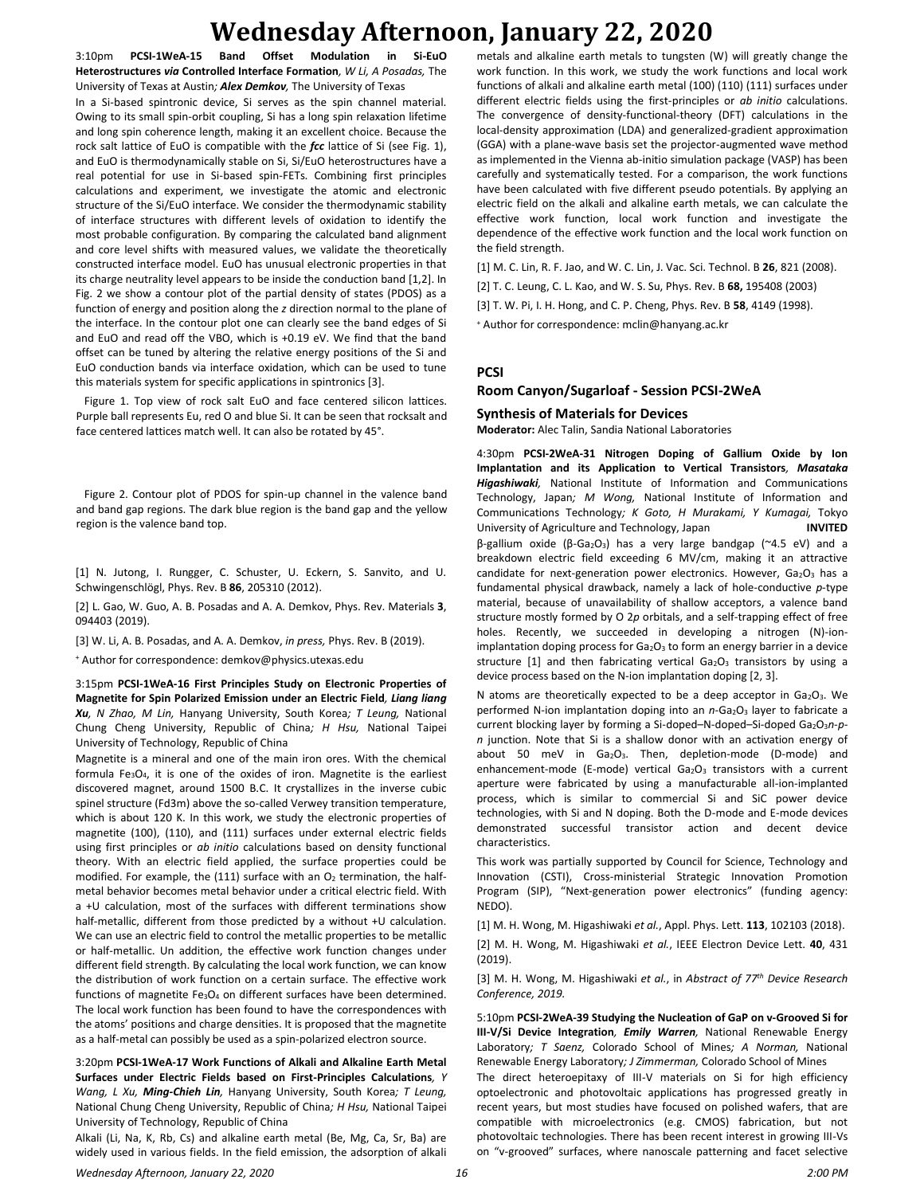3:10pm **PCSI-1WeA-15 Band Offset Modulation in Si-EuO Heterostructures *via* Controlled Interface Formation**, *W Li, A Posadas,* The University of Texas at Austin*; **Alex Demkov,*** The University of Texas

In a Si-based spintronic device, Si serves as the spin channel material. Owing to its small spin-orbit coupling, Si has a long spin relaxation lifetime and long spin coherence length, making it an excellent choice. Because the rock salt lattice of EuO is compatible with the ***fcc*** lattice of Si (see Fig. 1), and EuO is thermodynamically stable on Si, Si/EuO heterostructures have a real potential for use in Si-based spin-FETs. Combining first principles calculations and experiment, we investigate the atomic and electronic structure of the Si/EuO interface. We consider the thermodynamic stability of interface structures with different levels of oxidation to identify the most probable configuration. By comparing the calculated band alignment and core level shifts with measured values, we validate the theoretically constructed interface model. EuO has unusual electronic properties in that its charge neutrality level appears to be inside the conduction band [1,2]. In Fig. 2 we show a contour plot of the partial density of states (PDOS) as a function of energy and position along the *z* direction normal to the plane of the interface. In the contour plot one can clearly see the band edges of Si and EuO and read off the VBO, which is +0.19 eV. We find that the band offset can be tuned by altering the relative energy positions of the Si and EuO conduction bands via interface oxidation, which can be used to tune this materials system for specific applications in spintronics [3].

Figure 1. Top view of rock salt EuO and face centered silicon lattices. Purple ball represents Eu, red O and blue Si. It can be seen that rocksalt and face centered lattices match well. It can also be rotated by 45°.

Figure 2. Contour plot of PDOS for spin-up channel in the valence band and band gap regions. The dark blue region is the band gap and the yellow region is the valence band top.

[1] N. Jutong, I. Rungger, C. Schuster, U. Eckern, S. Sanvito, and U. Schwingenschlögl, Phys. Rev. B **86**, 205310 (2012).

[2] L. Gao, W. Guo, A. B. Posadas and A. A. Demkov, Phys. Rev. Materials **3**, 094403 (2019).

[3] W. Li, A. B. Posadas, and A. A. Demkov, *in press,* Phys. Rev. B (2019).

+ Author for correspondence: demkov@physics.utexas.edu

3:15pm **PCSI-1WeA-16 First Principles Study on Electronic Properties of Magnetite for Spin Polarized Emission under an Electric Field**, ***Liang liang Xu****, N Zhao, M Lin,* Hanyang University, South Korea*; T Leung,* National Chung Cheng University, Republic of China*; H Hsu,* National Taipei University of Technology, Republic of China

Magnetite is a mineral and one of the main iron ores. With the chemical formula $Fe_3O_4$, it is one of the oxides of iron. Magnetite is the earliest discovered magnet, around 1500 B.C. It crystallizes in the inverse cubic spinel structure (Fd3m) above the so-called Verwey transition temperature, which is about 120 K. In this work, we study the electronic properties of magnetite (100), (110), and (111) surfaces under external electric fields using first principles or *ab initio* calculations based on density functional theory. With an electric field applied, the surface properties could be modified. For example, the (111) surface with an $O_2$ termination, the half-metal behavior becomes metal behavior under a critical electric field. With a +U calculation, most of the surfaces with different terminations show half-metallic, different from those predicted by a without +U calculation. We can use an electric field to control the metallic properties to be metallic or half-metallic. Un addition, the effective work function changes under different field strength. By calculating the local work function, we can know the distribution of work function on a certain surface. The effective work functions of magnetite $Fe_3O_4$ on different surfaces have been determined. The local work function has been found to have the correspondences with the atoms' positions and charge densities. It is proposed that the magnetite as a half-metal can possibly be used as a spin-polarized electron source.

3:20pm **PCSI-1WeA-17 Work Functions of Alkali and Alkaline Earth Metal Surfaces under Electric Fields based on First-Principles Calculations**, *Y Wang, L Xu, **Ming-Chieh Lin**,* Hanyang University, South Korea*; T Leung,* National Chung Cheng University, Republic of China*; H Hsu,* National Taipei University of Technology, Republic of China

Alkali (Li, Na, K, Rb, Cs) and alkaline earth metal (Be, Mg, Ca, Sr, Ba) are widely used in various fields. In the field emission, the adsorption of alkali metals and alkaline earth metals to tungsten (W) will greatly change the work function. In this work, we study the work functions and local work functions of alkali and alkaline earth metal (100) (110) (111) surfaces under different electric fields using the first-principles or *ab initio* calculations. The convergence of density-functional-theory (DFT) calculations in the local-density approximation (LDA) and generalized-gradient approximation (GGA) with a plane-wave basis set the projector-augmented wave method as implemented in the Vienna ab-initio simulation package (VASP) has been carefully and systematically tested. For a comparison, the work functions have been calculated with five different pseudo potentials. By applying an electric field on the alkali and alkaline earth metals, we can calculate the effective work function, local work function and investigate the dependence of the effective work function and the local work function on the field strength.

[1] M. C. Lin, R. F. Jao, and W. C. Lin, J. Vac. Sci. Technol. B **26**, 821 (2008).

[2] T. C. Leung, C. L. Kao, and W. S. Su, Phys. Rev. B **68,** 195408 (2003)

[3] T. W. Pi, I. H. Hong, and C. P. Cheng, Phys. Rev. B **58**, 4149 (1998).

+ Author for correspondence: mclin@hanyang.ac.kr

## PCSI

### Room Canyon/Sugarloaf - Session PCSI-2WeA

### Synthesis of Materials for Devices

**Moderator:** Alec Talin, Sandia National Laboratories

4:30pm **PCSI-2WeA-31 Nitrogen Doping of Gallium Oxide by Ion Implantation and its Application to Vertical Transistors**, ***Masataka Higashiwaki****,* National Institute of Information and Communications Technology, Japan*; M Wong,* National Institute of Information and Communications Technology*; K Goto, H Murakami, Y Kumagai,* Tokyo University of Agriculture and Technology, Japan **INVITED**

β-gallium oxide (β-$Ga_2O_3$) has a very large bandgap (~4.5 eV) and a breakdown electric field exceeding 6 MV/cm, making it an attractive candidate for next-generation power electronics. However, $Ga_2O_3$ has a fundamental physical drawback, namely a lack of hole-conductive *p*-type material, because of unavailability of shallow acceptors, a valence band structure mostly formed by O 2*p* orbitals, and a self-trapping effect of free holes. Recently, we succeeded in developing a nitrogen (N)-ion-implantation doping process for $Ga_2O_3$ to form an energy barrier in a device structure [1] and then fabricating vertical $Ga_2O_3$ transistors by using a device process based on the N-ion implantation doping [2, 3].

N atoms are theoretically expected to be a deep acceptor in $Ga_2O_3$. We performed N-ion implantation doping into an *n*-$Ga_2O_3$ layer to fabricate a current blocking layer by forming a Si-doped–N-doped–Si-doped $Ga_2O_3$ *n*-*p*-*n* junction. Note that Si is a shallow donor with an activation energy of about 50 meV in $Ga_2O_3$. Then, depletion-mode (D-mode) and enhancement-mode (E-mode) vertical $Ga_2O_3$ transistors with a current aperture were fabricated by using a manufacturable all-ion-implanted process, which is similar to commercial Si and SiC power device technologies, with Si and N doping. Both the D-mode and E-mode devices demonstrated successful transistor action and decent device characteristics.

This work was partially supported by Council for Science, Technology and Innovation (CSTI), Cross-ministerial Strategic Innovation Promotion Program (SIP), "Next-generation power electronics" (funding agency: NEDO).

[1] M. H. Wong, M. Higashiwaki *et al.*, Appl. Phys. Lett. **113**, 102103 (2018).

[2] M. H. Wong, M. Higashiwaki *et al.*, IEEE Electron Device Lett. **40**, 431 (2019).

[3] M. H. Wong, M. Higashiwaki *et al.*, in *Abstract of 77th Device Research Conference, 2019.*

5:10pm **PCSI-2WeA-39 Studying the Nucleation of GaP on v-Grooved Si for III-V/Si Device Integration**, ***Emily Warren****,* National Renewable Energy Laboratory*; T Saenz,* Colorado School of Mines*; A Norman,* National Renewable Energy Laboratory*; J Zimmerman,* Colorado School of Mines

The direct heteroepitaxy of III-V materials on Si for high efficiency optoelectronic and photovoltaic applications has progressed greatly in recent years, but most studies have focused on polished wafers, that are compatible with microelectronics (e.g. CMOS) fabrication, but not photovoltaic technologies. There has been recent interest in growing III-Vs on "v-grooved" surfaces, where nanoscale patterning and facet selective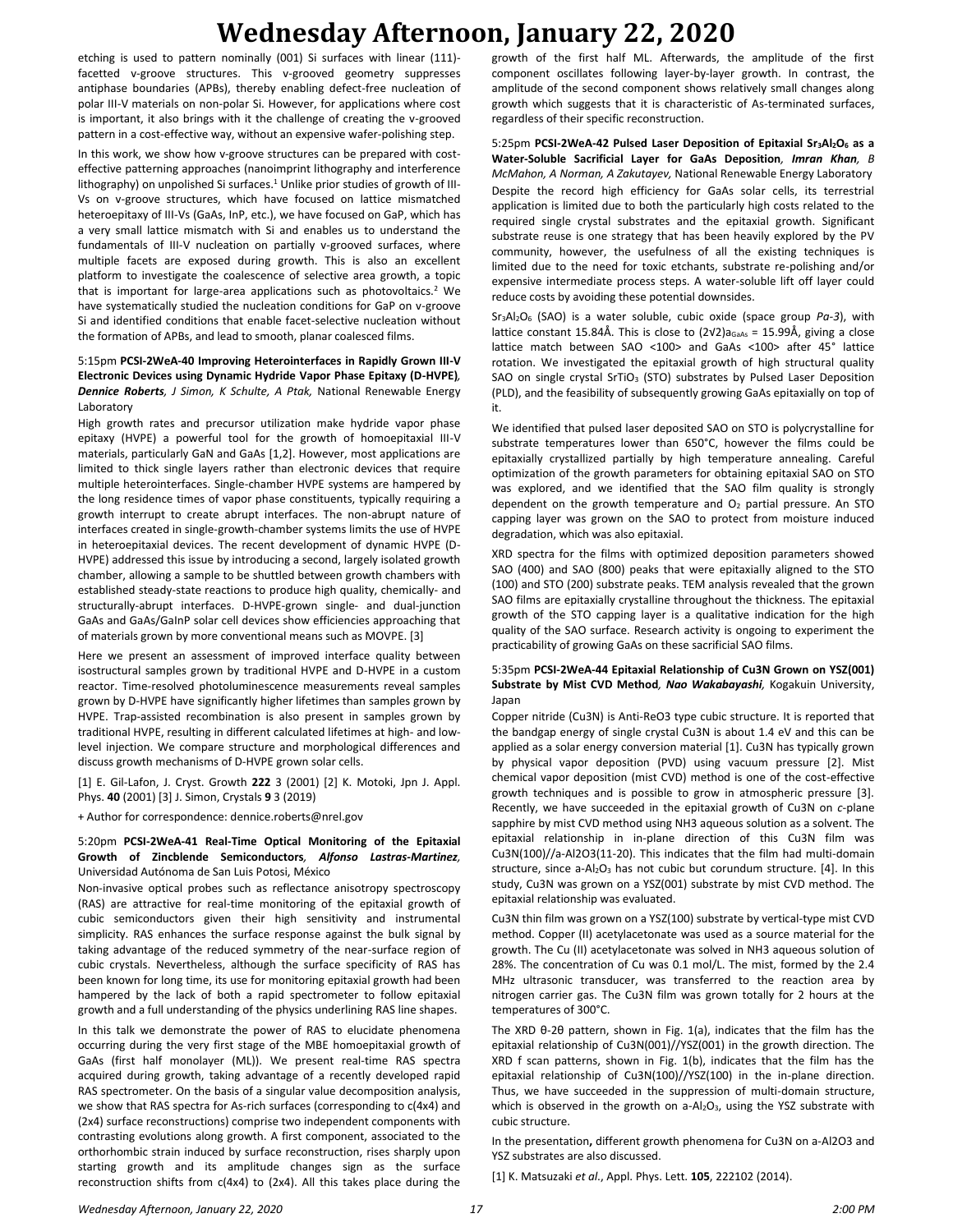etching is used to pattern nominally (001) Si surfaces with linear (111)-facetted v-groove structures. This v-grooved geometry suppresses antiphase boundaries (APBs), thereby enabling defect-free nucleation of polar III-V materials on non-polar Si. However, for applications where cost is important, it also brings with it the challenge of creating the v-grooved pattern in a cost-effective way, without an expensive wafer-polishing step.

In this work, we show how v-groove structures can be prepared with cost-effective patterning approaches (nanoimprint lithography and interference lithography) on unpolished Si surfaces.[1] Unlike prior studies of growth of III-Vs on v-groove structures, which have focused on lattice mismatched heteroepitaxy of III-Vs (GaAs, InP, etc.), we have focused on GaP, which has a very small lattice mismatch with Si and enables us to understand the fundamentals of III-V nucleation on partially v-grooved surfaces, where multiple facets are exposed during growth. This is also an excellent platform to investigate the coalescence of selective area growth, a topic that is important for large-area applications such as photovoltaics.[2] We have systematically studied the nucleation conditions for GaP on v-groove Si and identified conditions that enable facet-selective nucleation without the formation of APBs, and lead to smooth, planar coalesced films.

### 5:15pm **PCSI-2WeA-40 Improving Heterointerfaces in Rapidly Grown III-V Electronic Devices using Dynamic Hydride Vapor Phase Epitaxy (D-HVPE)**, ***Dennice Roberts***, *J Simon, K Schulte, A Ptak,* National Renewable Energy Laboratory

High growth rates and precursor utilization make hydride vapor phase epitaxy (HVPE) a powerful tool for the growth of homoepitaxial III-V materials, particularly GaN and GaAs [1,2]. However, most applications are limited to thick single layers rather than electronic devices that require multiple heterointerfaces. Single-chamber HVPE systems are hampered by the long residence times of vapor phase constituents, typically requiring a growth interrupt to create abrupt interfaces. The non-abrupt nature of interfaces created in single-growth-chamber systems limits the use of HVPE in heteroepitaxial devices. The recent development of dynamic HVPE (D-HVPE) addressed this issue by introducing a second, largely isolated growth chamber, allowing a sample to be shuttled between growth chambers with established steady-state reactions to produce high quality, chemically- and structurally-abrupt interfaces. D-HVPE-grown single- and dual-junction GaAs and GaAs/GaInP solar cell devices show efficiencies approaching that of materials grown by more conventional means such as MOVPE. [3]

Here we present an assessment of improved interface quality between isostructural samples grown by traditional HVPE and D-HVPE in a custom reactor. Time-resolved photoluminescence measurements reveal samples grown by D-HVPE have significantly higher lifetimes than samples grown by HVPE. Trap-assisted recombination is also present in samples grown by traditional HVPE, resulting in different calculated lifetimes at high- and low-level injection. We compare structure and morphological differences and discuss growth mechanisms of D-HVPE grown solar cells.

[1] E. Gil-Lafon, J. Cryst. Growth **222** 3 (2001) [2] K. Motoki, Jpn J. Appl. Phys. **40** (2001) [3] J. Simon, Crystals **9** 3 (2019)

+ Author for correspondence: dennice.roberts@nrel.gov

### 5:20pm **PCSI-2WeA-41 Real-Time Optical Monitoring of the Epitaxial Growth of Zincblende Semiconductors**, ***Alfonso Lastras-Martinez***, Universidad Autónoma de San Luis Potosi, México

Non-invasive optical probes such as reflectance anisotropy spectroscopy (RAS) are attractive for real-time monitoring of the epitaxial growth of cubic semiconductors given their high sensitivity and instrumental simplicity. RAS enhances the surface response against the bulk signal by taking advantage of the reduced symmetry of the near-surface region of cubic crystals. Nevertheless, although the surface specificity of RAS has been known for long time, its use for monitoring epitaxial growth had been hampered by the lack of both a rapid spectrometer to follow epitaxial growth and a full understanding of the physics underlining RAS line shapes.

In this talk we demonstrate the power of RAS to elucidate phenomena occurring during the very first stage of the MBE homoepitaxial growth of GaAs (first half monolayer (ML)). We present real-time RAS spectra acquired during growth, taking advantage of a recently developed rapid RAS spectrometer. On the basis of a singular value decomposition analysis, we show that RAS spectra for As-rich surfaces (corresponding to c(4x4) and (2x4) surface reconstructions) comprise two independent components with contrasting evolutions along growth. A first component, associated to the orthorhombic strain induced by surface reconstruction, rises sharply upon starting growth and its amplitude changes sign as the surface reconstruction shifts from c(4x4) to (2x4). All this takes place during the growth of the first half ML. Afterwards, the amplitude of the first component oscillates following layer-by-layer growth. In contrast, the amplitude of the second component shows relatively small changes along growth which suggests that it is characteristic of As-terminated surfaces, regardless of their specific reconstruction.

### 5:25pm **PCSI-2WeA-42 Pulsed Laser Deposition of Epitaxial $Sr_3Al_2O_6$ as a Water-Soluble Sacrificial Layer for GaAs Deposition**, ***Imran Khan***, *B McMahon, A Norman, A Zakutayev,* National Renewable Energy Laboratory

Despite the record high efficiency for GaAs solar cells, its terrestrial application is limited due to both the particularly high costs related to the required single crystal substrates and the epitaxial growth. Significant substrate reuse is one strategy that has been heavily explored by the PV community, however, the usefulness of all the existing techniques is limited due to the need for toxic etchants, substrate re-polishing and/or expensive intermediate process steps. A water-soluble lift off layer could reduce costs by avoiding these potential downsides.

$Sr_3Al_2O_6$ (SAO) is a water soluble, cubic oxide (space group *Pa-3*), with lattice constant 15.84Å. This is close to $(2\sqrt{2})a_{GaAs}$ = 15.99Å, giving a close lattice match between SAO <100> and GaAs <100> after 45° lattice rotation. We investigated the epitaxial growth of high structural quality SAO on single crystal $SrTiO_3$ (STO) substrates by Pulsed Laser Deposition (PLD), and the feasibility of subsequently growing GaAs epitaxially on top of it.

We identified that pulsed laser deposited SAO on STO is polycrystalline for substrate temperatures lower than 650°C, however the films could be epitaxially crystallized partially by high temperature annealing. Careful optimization of the growth parameters for obtaining epitaxial SAO on STO was explored, and we identified that the SAO film quality is strongly dependent on the growth temperature and $O_2$ partial pressure. An STO capping layer was grown on the SAO to protect from moisture induced degradation, which was also epitaxial.

XRD spectra for the films with optimized deposition parameters showed SAO (400) and SAO (800) peaks that were epitaxially aligned to the STO (100) and STO (200) substrate peaks. TEM analysis revealed that the grown SAO films are epitaxially crystalline throughout the thickness. The epitaxial growth of the STO capping layer is a qualitative indication for the high quality of the SAO surface. Research activity is ongoing to experiment the practicability of growing GaAs on these sacrificial SAO films.

### 5:35pm **PCSI-2WeA-44 Epitaxial Relationship of Cu3N Grown on YSZ(001) Substrate by Mist CVD Method**, ***Nao Wakabayashi***, Kogakuin University, Japan

Copper nitride (Cu3N) is Anti-ReO3 type cubic structure. It is reported that the bandgap energy of single crystal Cu3N is about 1.4 eV and this can be applied as a solar energy conversion material [1]. Cu3N has typically grown by physical vapor deposition (PVD) using vacuum pressure [2]. Mist chemical vapor deposition (mist CVD) method is one of the cost-effective growth techniques and is possible to grow in atmospheric pressure [3]. Recently, we have succeeded in the epitaxial growth of Cu3N on *c*-plane sapphire by mist CVD method using NH3 aqueous solution as a solvent. The epitaxial relationship in in-plane direction of this Cu3N film was Cu3N(100)//a-Al2O3(11-20). This indicates that the film had multi-domain structure, since a-$Al_2O_3$ has not cubic but corundum structure. [4]. In this study, Cu3N was grown on a YSZ(001) substrate by mist CVD method. The epitaxial relationship was evaluated.

Cu3N thin film was grown on a YSZ(100) substrate by vertical-type mist CVD method. Copper (II) acetylacetonate was used as a source material for the growth. The Cu (II) acetylacetonate was solved in NH3 aqueous solution of 28%. The concentration of Cu was 0.1 mol/L. The mist, formed by the 2.4 MHz ultrasonic transducer, was transferred to the reaction area by nitrogen carrier gas. The Cu3N film was grown totally for 2 hours at the temperatures of 300°C.

The XRD θ-2θ pattern, shown in Fig. 1(a), indicates that the film has the epitaxial relationship of Cu3N(001)//YSZ(001) in the growth direction. The XRD f scan patterns, shown in Fig. 1(b), indicates that the film has the epitaxial relationship of Cu3N(100)//YSZ(100) in the in-plane direction. Thus, we have succeeded in the suppression of multi-domain structure, which is observed in the growth on a-$Al_2O_3$, using the YSZ substrate with cubic structure.

In the presentation**,** different growth phenomena for Cu3N on a-Al2O3 and YSZ substrates are also discussed.

[1] K. Matsuzaki *et al.*, Appl. Phys. Lett. **105**, 222102 (2014).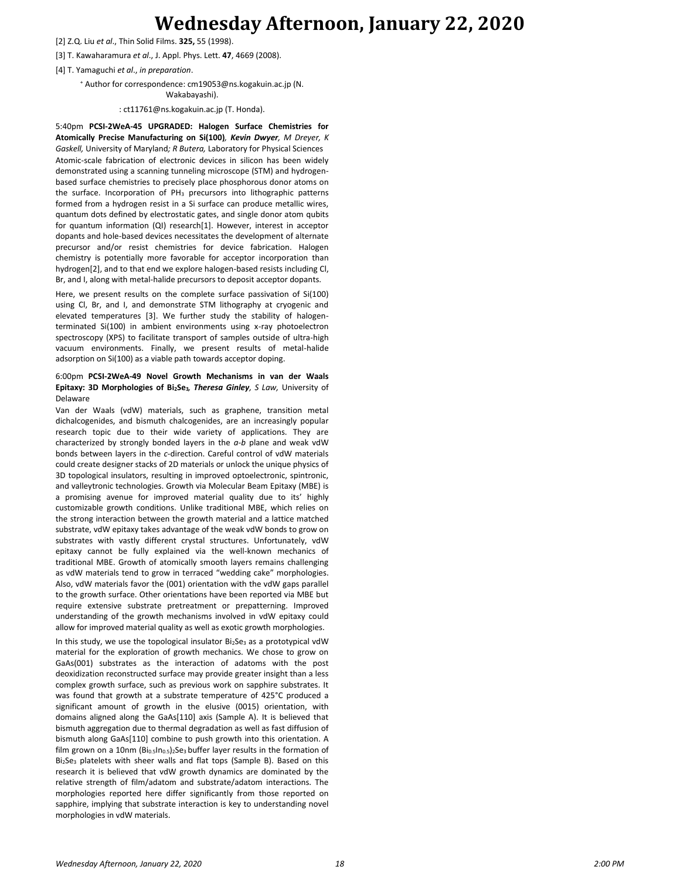[2] Z.Q. Liu *et al*., Thin Solid Films. **325,** 55 (1998).

[3] T. Kawaharamura *et al*., J. Appl. Phys. Lett. **47**, 4669 (2008).

[4] T. Yamaguchi *et al*., *in preparation*.

+ Author for correspondence: cm19053@ns.kogakuin.ac.jp (N. Wakabayashi).

: ct11761@ns.kogakuin.ac.jp (T. Honda).

5:40pm **PCSI-2WeA-45 UPGRADED: Halogen Surface Chemistries for Atomically Precise Manufacturing on Si(100)***, **Kevin Dwyer**, M Dreyer, K Gaskell,* University of Maryland*; R Butera,* Laboratory for Physical Sciences

Atomic-scale fabrication of electronic devices in silicon has been widely demonstrated using a scanning tunneling microscope (STM) and hydrogen-based surface chemistries to precisely place phosphorous donor atoms on the surface. Incorporation of $PH_3$ precursors into lithographic patterns formed from a hydrogen resist in a Si surface can produce metallic wires, quantum dots defined by electrostatic gates, and single donor atom qubits for quantum information (QI) research[1]. However, interest in acceptor dopants and hole-based devices necessitates the development of alternate precursor and/or resist chemistries for device fabrication. Halogen chemistry is potentially more favorable for acceptor incorporation than hydrogen[2], and to that end we explore halogen-based resists including Cl, Br, and I, along with metal-halide precursors to deposit acceptor dopants.

Here, we present results on the complete surface passivation of Si(100) using Cl, Br, and I, and demonstrate STM lithography at cryogenic and elevated temperatures [3]. We further study the stability of halogen-terminated Si(100) in ambient environments using x-ray photoelectron spectroscopy (XPS) to facilitate transport of samples outside of ultra-high vacuum environments. Finally, we present results of metal-halide adsorption on Si(100) as a viable path towards acceptor doping.

6:00pm **PCSI-2WeA-49 Novel Growth Mechanisms in van der Waals Epitaxy: 3D Morphologies of $Bi_2Se_3$***, **Theresa Ginley**, S Law,* University of Delaware

Van der Waals (vdW) materials, such as graphene, transition metal dichalcogenides, and bismuth chalcogenides, are an increasingly popular research topic due to their wide variety of applications. They are characterized by strongly bonded layers in the *a-b* plane and weak vdW bonds between layers in the *c*-direction. Careful control of vdW materials could create designer stacks of 2D materials or unlock the unique physics of 3D topological insulators, resulting in improved optoelectronic, spintronic, and valleytronic technologies. Growth via Molecular Beam Epitaxy (MBE) is a promising avenue for improved material quality due to its' highly customizable growth conditions. Unlike traditional MBE, which relies on the strong interaction between the growth material and a lattice matched substrate, vdW epitaxy takes advantage of the weak vdW bonds to grow on substrates with vastly different crystal structures. Unfortunately, vdW epitaxy cannot be fully explained via the well-known mechanics of traditional MBE. Growth of atomically smooth layers remains challenging as vdW materials tend to grow in terraced "wedding cake" morphologies. Also, vdW materials favor the (001) orientation with the vdW gaps parallel to the growth surface. Other orientations have been reported via MBE but require extensive substrate pretreatment or prepatterning. Improved understanding of the growth mechanisms involved in vdW epitaxy could allow for improved material quality as well as exotic growth morphologies.

In this study, we use the topological insulator $Bi_2Se_3$ as a prototypical vdW material for the exploration of growth mechanics. We chose to grow on GaAs(001) substrates as the interaction of adatoms with the post deoxidization reconstructed surface may provide greater insight than a less complex growth surface, such as previous work on sapphire substrates. It was found that growth at a substrate temperature of 425°C produced a significant amount of growth in the elusive (0015) orientation, with domains aligned along the GaAs[110] axis (Sample A). It is believed that bismuth aggregation due to thermal degradation as well as fast diffusion of bismuth along GaAs[110] combine to push growth into this orientation. A film grown on a 10nm $(Bi_{0.5}In_{0.5})_2Se_3$ buffer layer results in the formation of $Bi_2Se_3$ platelets with sheer walls and flat tops (Sample B). Based on this research it is believed that vdW growth dynamics are dominated by the relative strength of film/adatom and substrate/adatom interactions. The morphologies reported here differ significantly from those reported on sapphire, implying that substrate interaction is key to understanding novel morphologies in vdW materials.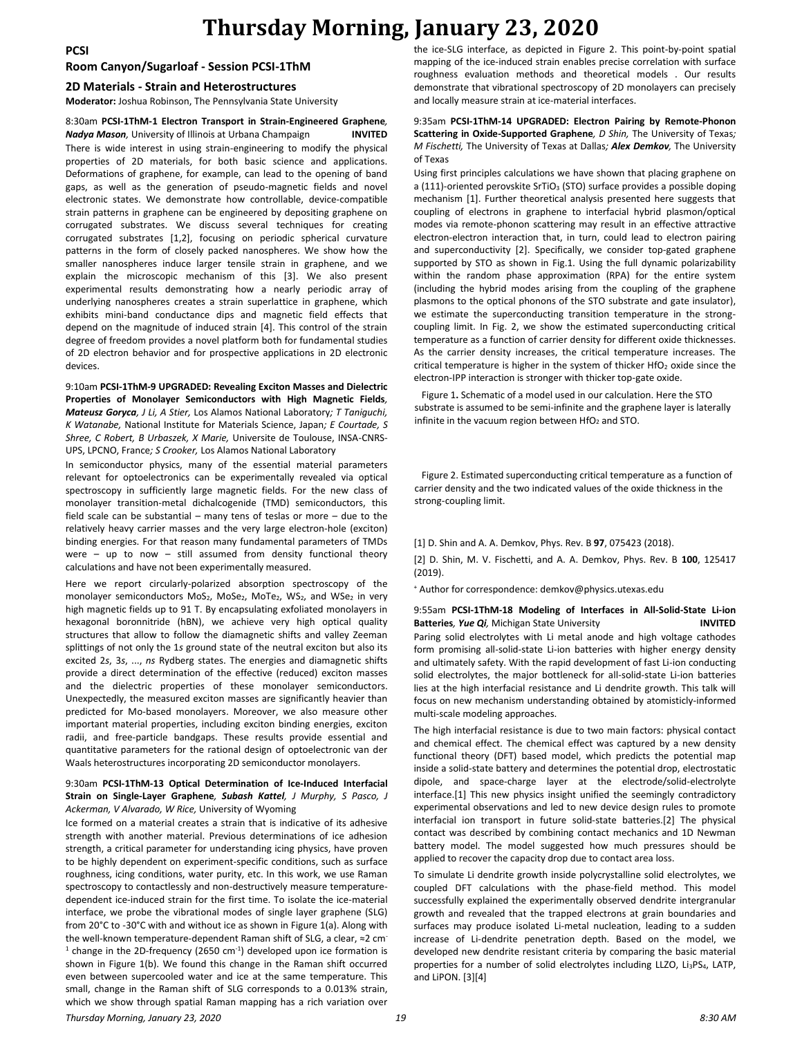# Thursday Morning, January 23, 2020

## PCSI

### Room Canyon/Sugarloaf - Session PCSI-1ThM

### 2D Materials - Strain and Heterostructures

**Moderator:** Joshua Robinson, The Pennsylvania State University

8:30am **PCSI-1ThM-1 Electron Transport in Strain-Engineered Graphene**, ***Nadya Mason***, University of Illinois at Urbana Champaign **INVITED**

There is wide interest in using strain-engineering to modify the physical properties of 2D materials, for both basic science and applications. Deformations of graphene, for example, can lead to the opening of band gaps, as well as the generation of pseudo-magnetic fields and novel electronic states. We demonstrate how controllable, device-compatible strain patterns in graphene can be engineered by depositing graphene on corrugated substrates. We discuss several techniques for creating corrugated substrates [1,2], focusing on periodic spherical curvature patterns in the form of closely packed nanospheres. We show how the smaller nanospheres induce larger tensile strain in graphene, and we explain the microscopic mechanism of this [3]. We also present experimental results demonstrating how a nearly periodic array of underlying nanospheres creates a strain superlattice in graphene, which exhibits mini-band conductance dips and magnetic field effects that depend on the magnitude of induced strain [4]. This control of the strain degree of freedom provides a novel platform both for fundamental studies of 2D electron behavior and for prospective applications in 2D electronic devices.

9:10am **PCSI-1ThM-9 UPGRADED: Revealing Exciton Masses and Dielectric Properties of Monolayer Semiconductors with High Magnetic Fields**, ***Mateusz Goryca***, *J Li, A Stier,* Los Alamos National Laboratory*; T Taniguchi, K Watanabe,* National Institute for Materials Science, Japan*; E Courtade, S Shree, C Robert, B Urbaszek, X Marie,* Universite de Toulouse, INSA-CNRS-UPS, LPCNO, France*; S Crooker,* Los Alamos National Laboratory

In semiconductor physics, many of the essential material parameters relevant for optoelectronics can be experimentally revealed via optical spectroscopy in sufficiently large magnetic fields. For the new class of monolayer transition-metal dichalcogenide (TMD) semiconductors, this field scale can be substantial – many tens of teslas or more – due to the relatively heavy carrier masses and the very large electron-hole (exciton) binding energies. For that reason many fundamental parameters of TMDs were – up to now – still assumed from density functional theory calculations and have not been experimentally measured.

Here we report circularly-polarized absorption spectroscopy of the monolayer semiconductors $MoS_2$, $MoSe_2$, $MoTe_2$, $WS_2$, and $WSe_2$ in very high magnetic fields up to 91 T. By encapsulating exfoliated monolayers in hexagonal boronnitride (hBN), we achieve very high optical quality structures that allow to follow the diamagnetic shifts and valley Zeeman splittings of not only the 1*s* ground state of the neutral exciton but also its excited 2*s*, 3*s*, ..., *ns* Rydberg states. The energies and diamagnetic shifts provide a direct determination of the effective (reduced) exciton masses and the dielectric properties of these monolayer semiconductors. Unexpectedly, the measured exciton masses are significantly heavier than predicted for Mo-based monolayers. Moreover, we also measure other important material properties, including exciton binding energies, exciton radii, and free-particle bandgaps. These results provide essential and quantitative parameters for the rational design of optoelectronic van der Waals heterostructures incorporating 2D semiconductor monolayers.

9:30am **PCSI-1ThM-13 Optical Determination of Ice-Induced Interfacial Strain on Single-Layer Graphene**, ***Subash Kattel***, *J Murphy, S Pasco, J Ackerman, V Alvarado, W Rice,* University of Wyoming

Ice formed on a material creates a strain that is indicative of its adhesive strength with another material. Previous determinations of ice adhesion strength, a critical parameter for understanding icing physics, have proven to be highly dependent on experiment-specific conditions, such as surface roughness, icing conditions, water purity, etc. In this work, we use Raman spectroscopy to contactlessly and non-destructively measure temperature-dependent ice-induced strain for the first time. To isolate the ice-material interface, we probe the vibrational modes of single layer graphene (SLG) from 20°C to -30°C with and without ice as shown in Figure 1(a). Along with the well-known temperature-dependent Raman shift of SLG, a clear, ≈2 $cm^{-1}$ change in the 2D-frequency (2650 $cm^{-1}$) developed upon ice formation is shown in Figure 1(b). We found this change in the Raman shift occurred even between supercooled water and ice at the same temperature. This small, change in the Raman shift of SLG corresponds to a 0.013% strain, which we show through spatial Raman mapping has a rich variation over the ice-SLG interface, as depicted in Figure 2. This point-by-point spatial mapping of the ice-induced strain enables precise correlation with surface roughness evaluation methods and theoretical models . Our results demonstrate that vibrational spectroscopy of 2D monolayers can precisely and locally measure strain at ice-material interfaces.

9:35am **PCSI-1ThM-14 UPGRADED: Electron Pairing by Remote-Phonon Scattering in Oxide-Supported Graphene**, *D Shin,* The University of Texas*; M Fischetti,* The University of Texas at Dallas*;* ***Alex Demkov***, The University of Texas

Using first principles calculations we have shown that placing graphene on a (111)-oriented perovskite $SrTiO_3$ (STO) surface provides a possible doping mechanism [1]. Further theoretical analysis presented here suggests that coupling of electrons in graphene to interfacial hybrid plasmon/optical modes via remote-phonon scattering may result in an effective attractive electron-electron interaction that, in turn, could lead to electron pairing and superconductivity [2]. Specifically, we consider top-gated graphene supported by STO as shown in Fig.1. Using the full dynamic polarizability within the random phase approximation (RPA) for the entire system (including the hybrid modes arising from the coupling of the graphene plasmons to the optical phonons of the STO substrate and gate insulator), we estimate the superconducting transition temperature in the strong-coupling limit. In Fig. 2, we show the estimated superconducting critical temperature as a function of carrier density for different oxide thicknesses. As the carrier density increases, the critical temperature increases. The critical temperature is higher in the system of thicker $HfO_2$ oxide since the electron-IPP interaction is stronger with thicker top-gate oxide.

Figure 1**.** Schematic of a model used in our calculation. Here the STO substrate is assumed to be semi-infinite and the graphene layer is laterally infinite in the vacuum region between $HfO_2$ and STO.

Figure 2. Estimated superconducting critical temperature as a function of carrier density and the two indicated values of the oxide thickness in the strong-coupling limit.

[1] D. Shin and A. A. Demkov, Phys. Rev. B **97**, 075423 (2018).

[2] D. Shin, M. V. Fischetti, and A. A. Demkov, Phys. Rev. B **100**, 125417 (2019).

[+] Author for correspondence: demkov@physics.utexas.edu

9:55am **PCSI-1ThM-18 Modeling of Interfaces in All-Solid-State Li-ion Batteries**, ***Yue Qi***, Michigan State University **INVITED**

Paring solid electrolytes with Li metal anode and high voltage cathodes form promising all-solid-state Li-ion batteries with higher energy density and ultimately safety. With the rapid development of fast Li-ion conducting solid electrolytes, the major bottleneck for all-solid-state Li-ion batteries lies at the high interfacial resistance and Li dendrite growth. This talk will focus on new mechanism understanding obtained by atomisticly-informed multi-scale modeling approaches.

The high interfacial resistance is due to two main factors: physical contact and chemical effect. The chemical effect was captured by a new density functional theory (DFT) based model, which predicts the potential map inside a solid-state battery and determines the potential drop, electrostatic dipole, and space-charge layer at the electrode/solid-electrolyte interface.[1] This new physics insight unified the seemingly contradictory experimental observations and led to new device design rules to promote interfacial ion transport in future solid-state batteries.[2] The physical contact was described by combining contact mechanics and 1D Newman battery model. The model suggested how much pressures should be applied to recover the capacity drop due to contact area loss.

To simulate Li dendrite growth inside polycrystalline solid electrolytes, we coupled DFT calculations with the phase-field method. This model successfully explained the experimentally observed dendrite intergranular growth and revealed that the trapped electrons at grain boundaries and surfaces may produce isolated Li-metal nucleation, leading to a sudden increase of Li-dendrite penetration depth. Based on the model, we developed new dendrite resistant criteria by comparing the basic material properties for a number of solid electrolytes including LLZO, $Li_3PS_4$, LATP, and LiPON. [3][4]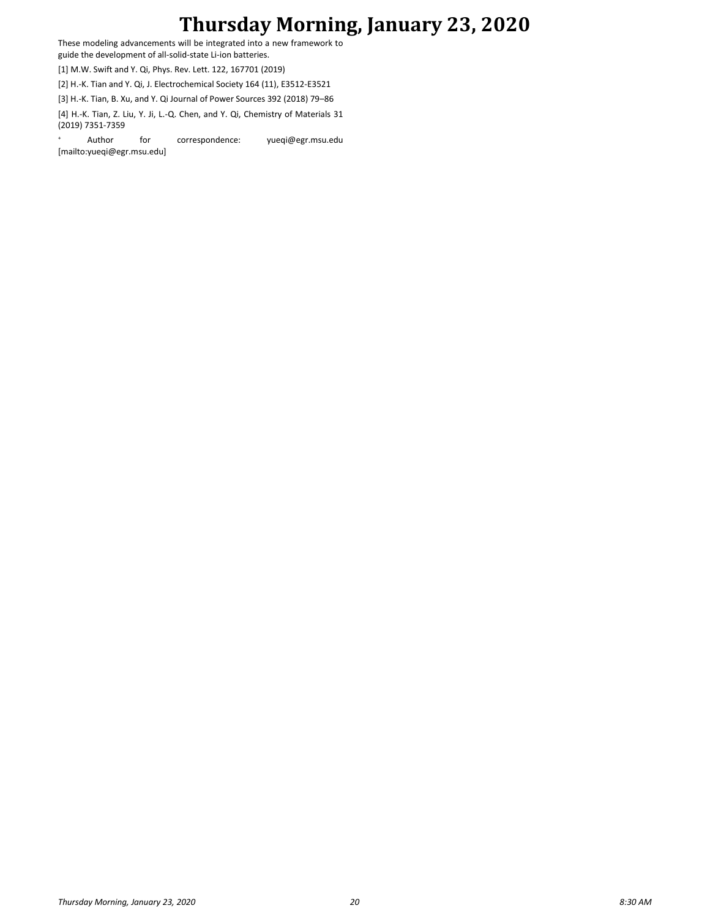These modeling advancements will be integrated into a new framework to guide the development of all-solid-state Li-ion batteries.

[1] M.W. Swift and Y. Qi, Phys. Rev. Lett. 122, 167701 (2019)

[2] H.-K. Tian and Y. Qi, J. Electrochemical Society 164 (11), E3512-E3521

[3] H.-K. Tian, B. Xu, and Y. Qi Journal of Power Sources 392 (2018) 79–86

[4] H.-K. Tian, Z. Liu, Y. Ji, L.-Q. Chen, and Y. Qi, Chemistry of Materials 31 (2019) 7351-7359

[+] Author for correspondence: yueqi@egr.msu.edu [mailto:yueqi@egr.msu.edu]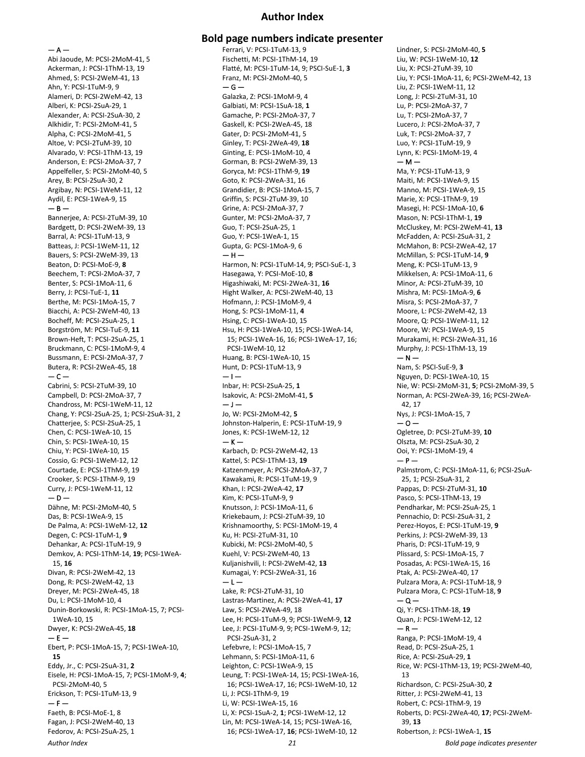# Author Index

## Bold page numbers indicate presenter

— A —

Abi Jaoude, M: PCSI-2MoM-41, 5
Ackerman, J: PCSI-1ThM-13, 19
Ahmed, S: PCSI-2WeM-41, 13
Ahn, Y: PCSI-1TuM-9, 9
Alameri, D: PCSI-2WeM-42, 13
Alberi, K: PCSI-2SuA-29, 1
Alexander, A: PCSI-2SuA-30, 2
Alkhidir, T: PCSI-2MoM-41, 5
Alpha, C: PCSI-2MoM-41, 5
Altoe, V: PCSI-2TuM-39, 10
Alvarado, V: PCSI-1ThM-13, 19
Anderson, E: PCSI-2MoA-37, 7
Appelfeller, S: PCSI-2MoM-40, 5
Arey, B: PCSI-2SuA-30, 2
Argibay, N: PCSI-1WeM-11, 12
Aydil, E: PCSI-1WeA-9, 15

— B —

Bannerjee, A: PCSI-2TuM-39, 10
Bardgett, D: PCSI-2WeM-39, 13
Barral, A: PCSI-1TuM-13, 9
Batteas, J: PCSI-1WeM-11, 12
Bauers, S: PCSI-2WeM-39, 13
Beaton, D: PCSI-MoE-9, **8**
Beechem, T: PCSI-2MoA-37, 7
Benter, S: PCSI-1MoA-11, 6
Berry, J: PCSI-TuE-1, **11**
Berthe, M: PCSI-1MoA-15, 7
Biacchi, A: PCSI-2WeM-40, 13
Bocheff, M: PCSI-2SuA-25, 1
Borgström, M: PCSI-TuE-9, **11**
Brown-Heft, T: PCSI-2SuA-25, 1
Bruckmann, C: PCSI-1MoM-9, 4
Bussmann, E: PCSI-2MoA-37, 7
Butera, R: PCSI-2WeA-45, 18

— C —

Cabrini, S: PCSI-2TuM-39, 10
Campbell, D: PCSI-2MoA-37, 7
Chandross, M: PCSI-1WeM-11, 12
Chang, Y: PCSI-2SuA-25, 1; PCSI-2SuA-31, 2
Chatterjee, S: PCSI-2SuA-25, 1
Chen, C: PCSI-1WeA-10, 15
Chin, S: PCSI-1WeA-10, 15
Chiu, Y: PCSI-1WeA-10, 15
Cossio, G: PCSI-1WeM-12, 12
Courtade, E: PCSI-1ThM-9, 19
Crooker, S: PCSI-1ThM-9, 19
Curry, J: PCSI-1WeM-11, 12

— D —

Dähne, M: PCSI-2MoM-40, 5
Das, B: PCSI-1WeA-9, 15
De Palma, A: PCSI-1WeM-12, **12**
Degen, C: PCSI-1TuM-1, **9**
Dehankar, A: PCSI-1TuM-19, 9
Demkov, A: PCSI-1ThM-14, **19**; PCSI-1WeA-15, **16**
Divan, R: PCSI-2WeM-42, 13
Dong, R: PCSI-2WeM-42, 13
Dreyer, M: PCSI-2WeA-45, 18
Du, L: PCSI-1MoM-10, 4
Dunin-Borkowski, R: PCSI-1MoA-15, 7; PCSI-1WeA-10, 15
Dwyer, K: PCSI-2WeA-45, **18**

— E —

Ebert, P: PCSI-1MoA-15, 7; PCSI-1WeA-10, **15**
Eddy, Jr., C: PCSI-2SuA-31, **2**
Eisele, H: PCSI-1MoA-15, 7; PCSI-1MoM-9, **4**; PCSI-2MoM-40, 5
Erickson, T: PCSI-1TuM-13, 9

— F —

Faeth, B: PCSI-MoE-1, 8
Fagan, J: PCSI-2WeM-40, 13
Fedorov, A: PCSI-2SuA-25, 1
Ferrari, V: PCSI-1TuM-13, 9
Fischetti, M: PCSI-1ThM-14, 19
Flatté, M: PCSI-1TuM-14, 9; PSCI-SuE-1, **3**
Franz, M: PCSI-2MoM-40, 5

— G —

Galazka, Z: PCSI-1MoM-9, 4
Galbiati, M: PCSI-1SuA-18, **1**
Gamache, P: PCSI-2MoA-37, 7
Gaskell, K: PCSI-2WeA-45, 18
Gater, D: PCSI-2MoM-41, 5
Ginley, T: PCSI-2WeA-49, **18**
Ginting, E: PCSI-1MoM-10, 4
Gorman, B: PCSI-2WeM-39, 13
Goryca, M: PCSI-1ThM-9, **19**
Goto, K: PCSI-2WeA-31, 16
Grandidier, B: PCSI-1MoA-15, 7
Griffin, S: PCSI-2TuM-39, 10
Grine, A: PCSI-2MoA-37, 7
Gunter, M: PCSI-2MoA-37, 7
Guo, T: PCSI-2SuA-25, 1
Guo, Y: PCSI-1WeA-1, 15
Gupta, G: PCSI-1MoA-9, 6

— H —

Harmon, N: PCSI-1TuM-14, 9; PSCI-SuE-1, 3
Hasegawa, Y: PCSI-MoE-10, **8**
Higashiwaki, M: PCSI-2WeA-31, **16**
Hight Walker, A: PCSI-2WeM-40, 13
Hofmann, J: PCSI-1MoM-9, 4
Hong, S: PCSI-1MoM-11, **4**
Hsing, C: PCSI-1WeA-10, 15
Hsu, H: PCSI-1WeA-10, 15; PCSI-1WeA-14, 15; PCSI-1WeA-16, 16; PCSI-1WeA-17, 16; PCSI-1WeM-10, 12
Huang, B: PCSI-1WeA-10, 15
Hunt, D: PCSI-1TuM-13, 9

— I —

Inbar, H: PCSI-2SuA-25, **1**
Isakovic, A: PCSI-2MoM-41, **5**

— J —

Jo, W: PCSI-2MoM-42, **5**
Johnston-Halperin, E: PCSI-1TuM-19, 9
Jones, K: PCSI-1WeM-12, 12

— K —

Karbach, D: PCSI-2WeM-42, 13
Kattel, S: PCSI-1ThM-13, **19**
Katzenmeyer, A: PCSI-2MoA-37, 7
Kawakami, R: PCSI-1TuM-19, 9
Khan, I: PCSI-2WeA-42, **17**
Kim, K: PCSI-1TuM-9, 9
Knutsson, J: PCSI-1MoA-11, 6
Kriekebaum, J: PCSI-2TuM-39, 10
Krishnamoorthy, S: PCSI-1MoM-19, 4
Ku, H: PCSI-2TuM-31, 10
Kubicki, M: PCSI-2MoM-40, 5
Kuehl, V: PCSI-2WeM-40, 13
Kuljanishvili, I: PCSI-2WeM-42, **13**
Kumagai, Y: PCSI-2WeA-31, 16

— L —

Lake, R: PCSI-2TuM-31, 10
Lastras-Martinez, A: PCSI-2WeA-41, **17**
Law, S: PCSI-2WeA-49, 18
Lee, H: PCSI-1TuM-9, 9; PCSI-1WeM-9, **12**
Lee, J: PCSI-1TuM-9, 9; PCSI-1WeM-9, 12; PCSI-2SuA-31, 2
Lefebvre, I: PCSI-1MoA-15, 7
Lehmann, S: PCSI-1MoA-11, 6
Leighton, C: PCSI-1WeA-9, 15
Leung, T: PCSI-1WeA-14, 15; PCSI-1WeA-16, 16; PCSI-1WeA-17, 16; PCSI-1WeM-10, 12
Li, J: PCSI-1ThM-9, 19
Li, W: PCSI-1WeA-15, 16
Li, X: PCSI-1SuA-2, **1**; PCSI-1WeM-12, 12
Lin, M: PCSI-1WeA-14, 15; PCSI-1WeA-16, 16; PCSI-1WeA-17, **16**; PCSI-1WeM-10, 12
Lindner, S: PCSI-2MoM-40, **5**
Liu, W: PCSI-1WeM-10, **12**
Liu, X: PCSI-2TuM-39, 10
Liu, Y: PCSI-1MoA-11, 6; PCSI-2WeA-42, 13
Liu, Z: PCSI-1WeM-11, 12
Long, J: PCSI-2TuM-31, 10
Lu, P: PCSI-2MoA-37, 7
Lu, T: PCSI-2MoA-37, 7
Lucero, J: PCSI-2MoA-37, 7
Luk, T: PCSI-2MoA-37, 7
Luo, Y: PCSI-1TuM-19, 9
Lynn, K: PCSI-1MoM-19, 4

— M —

Ma, Y: PCSI-1TuM-13, 9
Maiti, M: PCSI-1WeA-9, 15
Manno, M: PCSI-1WeA-9, 15
Marie, X: PCSI-1ThM-9, 19
Masegi, H: PCSI-1MoA-10, **6**
Mason, N: PCSI-1ThM-1, **19**
McCluskey, M: PCSI-2WeM-41, **13**
McFadden, A: PCSI-2SuA-31, 2
McMahon, B: PCSI-2WeA-42, 17
McMillan, S: PCSI-1TuM-14, **9**
Meng, K: PCSI-1TuM-13, 9
Mikkelsen, A: PCSI-1MoA-11, 6
Minor, A: PCSI-2TuM-39, 10
Mishra, M: PCSI-1MoA-9, **6**
Misra, S: PCSI-2MoA-37, 7
Moore, L: PCSI-2WeM-42, 13
Moore, Q: PCSI-1WeM-11, 12
Moore, W: PCSI-1WeA-9, 15
Murakami, H: PCSI-2WeA-31, 16
Murphy, J: PCSI-1ThM-13, 19

— N —

Nam, S: PSCI-SuE-9, **3**
Nguyen, D: PCSI-1WeA-10, 15
Nie, W: PCSI-2MoM-31, **5**; PCSI-2MoM-39, 5
Norman, A: PCSI-2WeA-39, 16; PCSI-2WeA-42, 17
Nys, J: PCSI-1MoA-15, 7

— O —

Ogletree, D: PCSI-2TuM-39, **10**
Olszta, M: PCSI-2SuA-30, 2
Ooi, Y: PCSI-1MoM-19, 4

— P —

Palmstrom, C: PCSI-1MoA-11, 6; PCSI-2SuA-25, 1; PCSI-2SuA-31, 2
Pappas, D: PCSI-2TuM-31, **10**
Pasco, S: PCSI-1ThM-13, 19
Pendharkar, M: PCSI-2SuA-25, 1
Pennachio, D: PCSI-2SuA-31, 2
Perez-Hoyos, E: PCSI-1TuM-19, **9**
Perkins, J: PCSI-2WeM-39, 13
Pharis, D: PCSI-1TuM-19, 9
Plissard, S: PCSI-1MoA-15, 7
Posadas, A: PCSI-1WeA-15, 16
Ptak, A: PCSI-2WeA-40, 17
Pulzara Mora, A: PCSI-1TuM-18, 9
Pulzara Mora, C: PCSI-1TuM-18, **9**

— Q —

Qi, Y: PCSI-1ThM-18, **19**
Quan, J: PCSI-1WeM-12, 12

— R —

Ranga, P: PCSI-1MoM-19, 4
Read, D: PCSI-2SuA-25, 1
Rice, A: PCSI-2SuA-29, **1**
Rice, W: PCSI-1ThM-13, 19; PCSI-2WeM-40, 13
Richardson, C: PCSI-2SuA-30, **2**
Ritter, J: PCSI-2WeM-41, 13
Robert, C: PCSI-1ThM-9, 19
Roberts, D: PCSI-2WeA-40, **17**; PCSI-2WeM-39, **13**
Robertson, J: PCSI-1WeA-1, **15**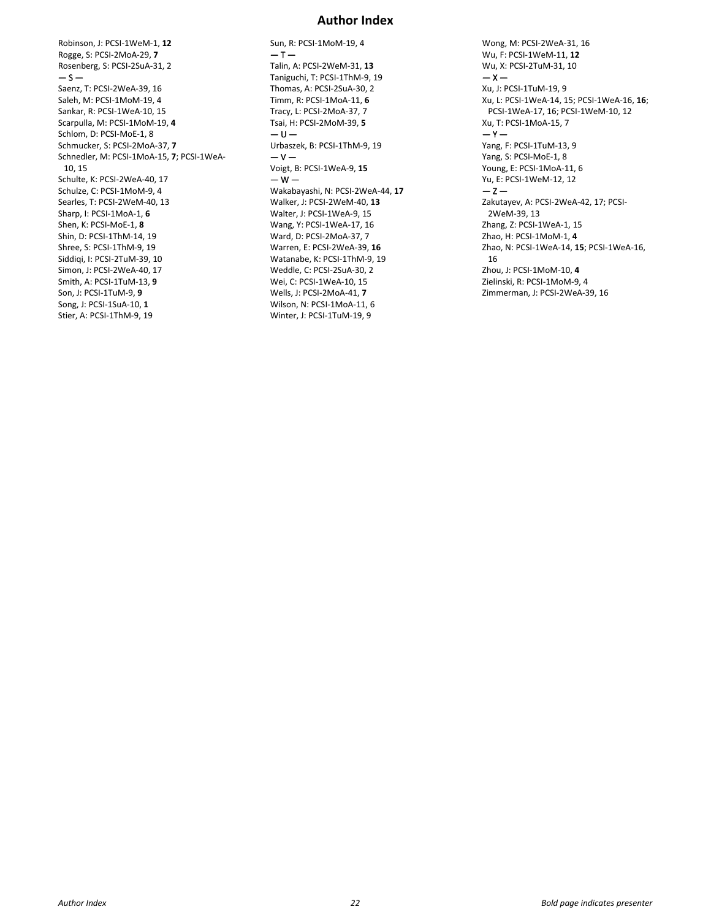# Author Index

Robinson, J: PCSI-1WeM-1, **12**
Rogge, S: PCSI-2MoA-29, **7**
Rosenberg, S: PCSI-2SuA-31, 2

— S —

Saenz, T: PCSI-2WeA-39, 16
Saleh, M: PCSI-1MoM-19, 4
Sankar, R: PCSI-1WeA-10, 15
Scarpulla, M: PCSI-1MoM-19, **4**
Schlom, D: PCSI-MoE-1, 8
Schmucker, S: PCSI-2MoA-37, **7**
Schnedler, M: PCSI-1MoA-15, **7**; PCSI-1WeA-10, 15
Schulte, K: PCSI-2WeA-40, 17
Schulze, C: PCSI-1MoM-9, 4
Searles, T: PCSI-2WeM-40, 13
Sharp, I: PCSI-1MoA-1, **6**
Shen, K: PCSI-MoE-1, **8**
Shin, D: PCSI-1ThM-14, 19
Shree, S: PCSI-1ThM-9, 19
Siddiqi, I: PCSI-2TuM-39, 10
Simon, J: PCSI-2WeA-40, 17
Smith, A: PCSI-1TuM-13, **9**
Son, J: PCSI-1TuM-9, **9**
Song, J: PCSI-1SuA-10, **1**
Stier, A: PCSI-1ThM-9, 19
Sun, R: PCSI-1MoM-19, 4

— T —

Talin, A: PCSI-2WeM-31, **13**
Taniguchi, T: PCSI-1ThM-9, 19
Thomas, A: PCSI-2SuA-30, 2
Timm, R: PCSI-1MoA-11, **6**
Tracy, L: PCSI-2MoA-37, 7
Tsai, H: PCSI-2MoM-39, **5**

— U —

Urbaszek, B: PCSI-1ThM-9, 19

— V —

Voigt, B: PCSI-1WeA-9, **15**

— W —

Wakabayashi, N: PCSI-2WeA-44, **17**
Walker, J: PCSI-2WeM-40, **13**
Walter, J: PCSI-1WeA-9, 15
Wang, Y: PCSI-1WeA-17, 16
Ward, D: PCSI-2MoA-37, 7
Warren, E: PCSI-2WeA-39, **16**
Watanabe, K: PCSI-1ThM-9, 19
Weddle, C: PCSI-2SuA-30, 2
Wei, C: PCSI-1WeA-10, 15
Wells, J: PCSI-2MoA-41, **7**
Wilson, N: PCSI-1MoA-11, 6
Winter, J: PCSI-1TuM-19, 9
Wong, M: PCSI-2WeA-31, 16
Wu, F: PCSI-1WeM-11, **12**
Wu, X: PCSI-2TuM-31, 10

— X —

Xu, J: PCSI-1TuM-19, 9
Xu, L: PCSI-1WeA-14, 15; PCSI-1WeA-16, **16**; PCSI-1WeA-17, 16; PCSI-1WeM-10, 12
Xu, T: PCSI-1MoA-15, 7

— Y —

Yang, F: PCSI-1TuM-13, 9
Yang, S: PCSI-MoE-1, 8
Young, E: PCSI-1MoA-11, 6
Yu, E: PCSI-1WeM-12, 12

— Z —

Zakutayev, A: PCSI-2WeA-42, 17; PCSI-2WeM-39, 13
Zhang, Z: PCSI-1WeA-1, 15
Zhao, H: PCSI-1MoM-1, **4**
Zhao, N: PCSI-1WeA-14, **15**; PCSI-1WeA-16, 16
Zhou, J: PCSI-1MoM-10, **4**
Zielinski, R: PCSI-1MoM-9, 4
Zimmerman, J: PCSI-2WeA-39, 16